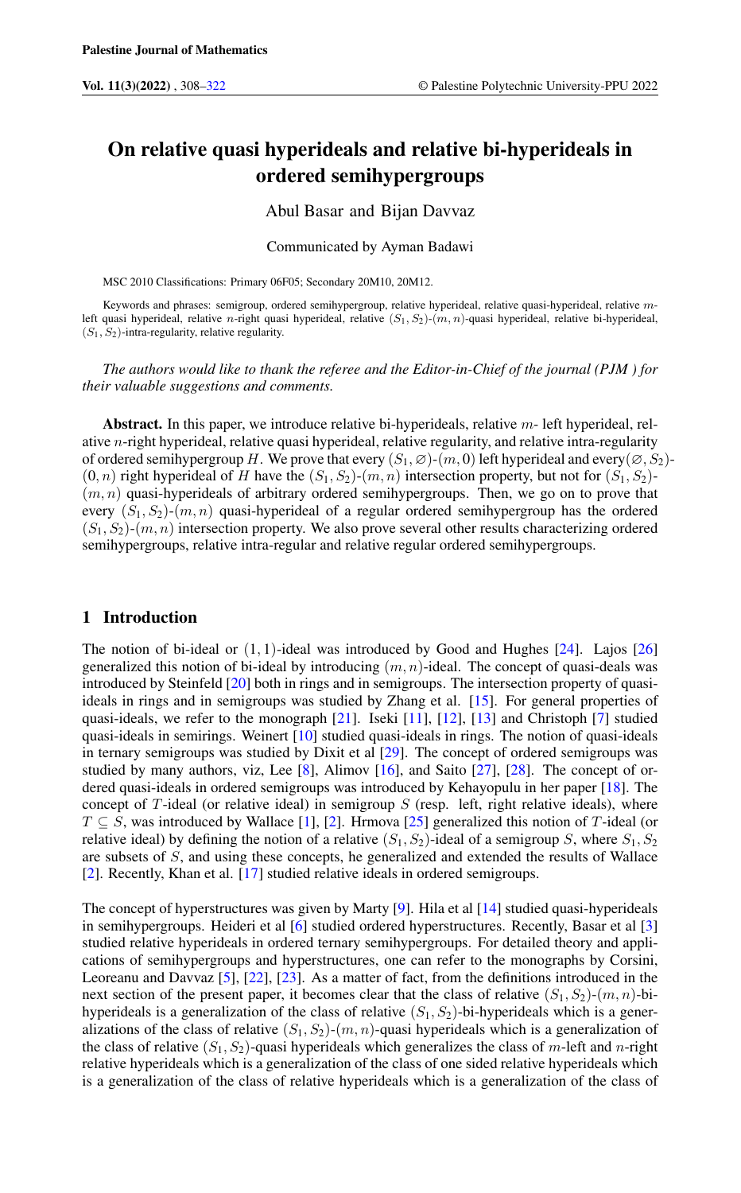# On relative quasi hyperideals and relative bi-hyperideals in ordered semihypergroups

Abul Basar and Bijan Davvaz

Communicated by Ayman Badawi

MSC 2010 Classifications: Primary 06F05; Secondary 20M10, 20M12.

Keywords and phrases: semigroup, ordered semihypergroup, relative hyperideal, relative quasi-hyperideal, relative $m$-left quasi hyperideal, relative $n$-right quasi hyperideal, relative $(S_1, S_2)$-$(m, n)$-quasi hyperideal, relative bi-hyperideal, $(S_1, S_2)$-intra-regularity, relative regularity.

*The authors would like to thank the referee and the Editor-in-Chief of the journal (PJM ) for their valuable suggestions and comments.*

**Abstract.** In this paper, we introduce relative bi-hyperideals, relative $m$- left hyperideal, relative $n$-right hyperideal, relative quasi hyperideal, relative regularity, and relative intra-regularity of ordered semihypergroup $H$. We prove that every $(S_1, \varnothing)$-$(m, 0)$ left hyperideal and every$(\varnothing, S_2)$-$(0, n)$ right hyperideal of $H$ have the $(S_1, S_2)$-$(m, n)$ intersection property, but not for $(S_1, S_2)$-$(m, n)$ quasi-hyperideals of arbitrary ordered semihypergroups. Then, we go on to prove that every $(S_1, S_2)$-$(m, n)$ quasi-hyperideal of a regular ordered semihypergroup has the ordered $(S_1, S_2)$-$(m, n)$ intersection property. We also prove several other results characterizing ordered semihypergroups, relative intra-regular and relative regular ordered semihypergroups.

## 1 Introduction

The notion of bi-ideal or $(1, 1)$-ideal was introduced by Good and Hughes [24]. Lajos [26] generalized this notion of bi-ideal by introducing $(m, n)$-ideal. The concept of quasi-deals was introduced by Steinfeld [20] both in rings and in semigroups. The intersection property of quasi-ideals in rings and in semigroups was studied by Zhang et al. [15]. For general properties of quasi-ideals, we refer to the monograph [21]. Iseki [11], [12], [13] and Christoph [7] studied quasi-ideals in semirings. Weinert [10] studied quasi-ideals in rings. The notion of quasi-ideals in ternary semigroups was studied by Dixit et al [29]. The concept of ordered semigroups was studied by many authors, viz, Lee [8], Alimov [16], and Saito [27], [28]. The concept of ordered quasi-ideals in ordered semigroups was introduced by Kehayopulu in her paper [18]. The concept of $T$-ideal (or relative ideal) in semigroup $S$ (resp. left, right relative ideals), where $T \subseteq S$, was introduced by Wallace [1], [2]. Hrmova [25] generalized this notion of $T$-ideal (or relative ideal) by defining the notion of a relative $(S_1, S_2)$-ideal of a semigroup $S$, where $S_1, S_2$ are subsets of $S$, and using these concepts, he generalized and extended the results of Wallace [2]. Recently, Khan et al. [17] studied relative ideals in ordered semigroups.

The concept of hyperstructures was given by Marty [9]. Hila et al [14] studied quasi-hyperideals in semihypergroups. Heideri et al [6] studied ordered hyperstructures. Recently, Basar et al [3] studied relative hyperideals in ordered ternary semihypergroups. For detailed theory and applications of semihypergroups and hyperstructures, one can refer to the monographs by Corsini, Leoreanu and Davvaz [5], [22], [23]. As a matter of fact, from the definitions introduced in the next section of the present paper, it becomes clear that the class of relative $(S_1, S_2)$-$(m, n)$-bi-hyperideals is a generalization of the class of relative $(S_1, S_2)$-bi-hyperideals which is a generalizations of the class of relative $(S_1, S_2)$-$(m, n)$-quasi hyperideals which is a generalization of the class of relative $(S_1, S_2)$-quasi hyperideals which generalizes the class of $m$-left and $n$-right relative hyperideals which is a generalization of the class of one sided relative hyperideals which is a generalization of the class of relative hyperideals which is a generalization of the class of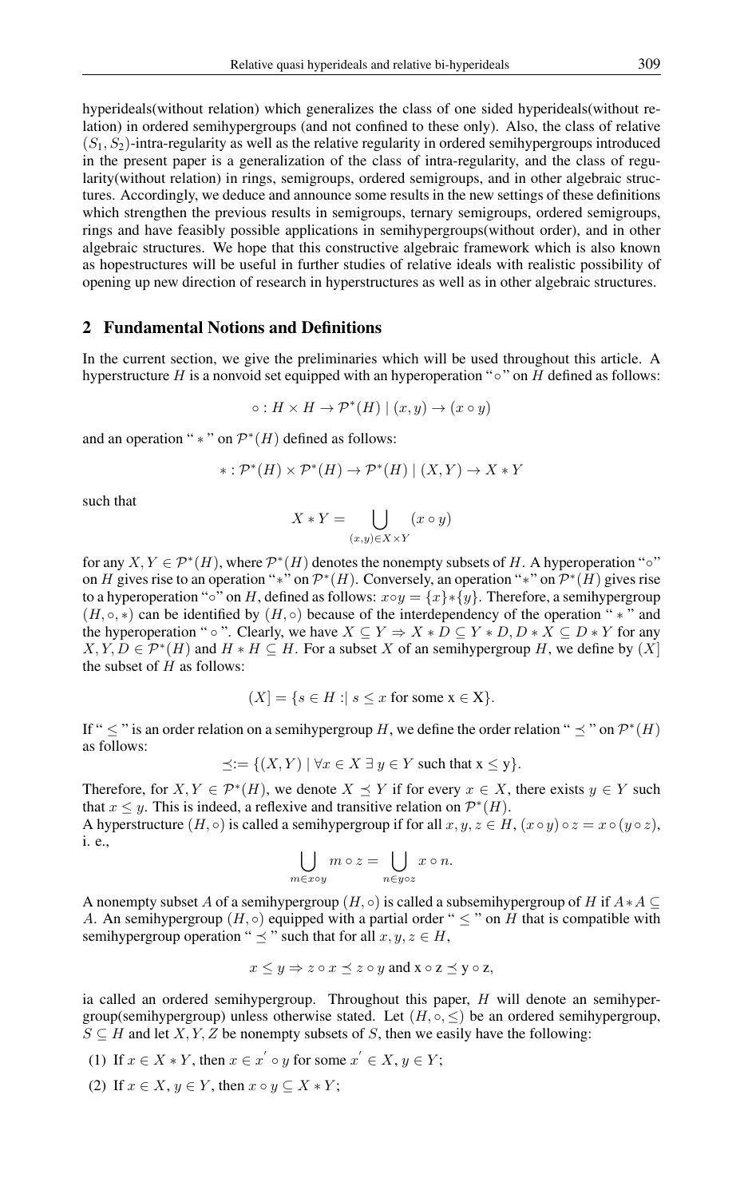hyperideals(without relation) which generalizes the class of one sided hyperideals(without relation) in ordered semihypergroups (and not confined to these only). Also, the class of relative $(S_1, S_2)$-intra-regularity as well as the relative regularity in ordered semihypergroups introduced in the present paper is a generalization of the class of intra-regularity, and the class of regularity(without relation) in rings, semigroups, ordered semigroups, and in other algebraic structures. Accordingly, we deduce and announce some results in the new settings of these definitions which strengthen the previous results in semigroups, ternary semigroups, ordered semigroups, rings and have feasibly possible applications in semihypergroups(without order), and in other algebraic structures. We hope that this constructive algebraic framework which is also known as hopestructures will be useful in further studies of relative ideals with realistic possibility of opening up new direction of research in hyperstructures as well as in other algebraic structures.

## 2 Fundamental Notions and Definitions

In the current section, we give the preliminaries which will be used throughout this article. A hyperstructure $H$ is a nonvoid set equipped with an hyperoperation "$\circ$" on $H$ defined as follows:

$$\circ : H \times H \to \mathcal{P}^*(H) \mid (x, y) \to (x \circ y)$$

and an operation "$*$" on $\mathcal{P}^*(H)$ defined as follows:

$$* : \mathcal{P}^*(H) \times \mathcal{P}^*(H) \to \mathcal{P}^*(H) \mid (X, Y) \to X * Y$$

such that

$$X * Y = \bigcup_{(x,y) \in X \times Y} (x \circ y)$$

for any $X, Y \in \mathcal{P}^*(H)$, where $\mathcal{P}^*(H)$ denotes the nonempty subsets of $H$. A hyperoperation "$\circ$" on $H$ gives rise to an operation "$*$" on $\mathcal{P}^*(H)$. Conversely, an operation "$*$" on $\mathcal{P}^*(H)$ gives rise to a hyperoperation "$\circ$" on $H$, defined as follows: $x \circ y = \{x\} * \{y\}$. Therefore, a semihypergroup $(H, \circ, *)$ can be identified by $(H, \circ)$ because of the interdependency of the operation "$*$" and the hyperoperation "$\circ$". Clearly, we have $X \subseteq Y \Rightarrow X * D \subseteq Y * D, D * X \subseteq D * Y$ for any $X, Y, D \in \mathcal{P}^*(H)$ and $H * H \subseteq H$. For a subset $X$ of an semihypergroup $H$, we define by $(X]$ the subset of $H$ as follows:

$$(X] = \{s \in H :| \ s \leq x \text{ for some x} \in \text{X}\}.$$

If "$\leq$" is an order relation on a semihypergroup $H$, we define the order relation "$\preceq$" on $\mathcal{P}^*(H)$ as follows:

$$\preceq := \{(X, Y) \mid \forall x \in X \ \exists \ y \in Y \text{ such that x} \leq \text{y}\}.$$

Therefore, for $X, Y \in \mathcal{P}^*(H)$, we denote $X \preceq Y$ if for every $x \in X$, there exists $y \in Y$ such that $x \leq y$. This is indeed, a reflexive and transitive relation on $\mathcal{P}^*(H)$.
A hyperstructure $(H, \circ)$ is called a semihypergroup if for all $x, y, z \in H$, $(x \circ y) \circ z = x \circ (y \circ z)$, i. e.,

$$\bigcup_{m \in x \circ y} m \circ z = \bigcup_{n \in y \circ z} x \circ n.$$

A nonempty subset $A$ of a semihypergroup $(H, \circ)$ is called a subsemihypergroup of $H$ if $A * A \subseteq A$. An semihypergroup $(H, \circ)$ equipped with a partial order "$\leq$" on $H$ that is compatible with semihypergroup operation "$\preceq$" such that for all $x, y, z \in H$,

$$x \leq y \Rightarrow z \circ x \preceq z \circ y \text{ and } \text{x} \circ \text{z} \preceq \text{y} \circ \text{z},$$

ia called an ordered semihypergroup. Throughout this paper, $H$ will denote an semihypergroup(semihypergroup) unless otherwise stated. Let $(H, \circ, \leq)$ be an ordered semihypergroup, $S \subseteq H$ and let $X, Y, Z$ be nonempty subsets of $S$, then we easily have the following:

(1) If $x \in X * Y$, then $x \in x' \circ y$ for some $x' \in X, y \in Y$;

(2) If $x \in X, y \in Y$, then $x \circ y \subseteq X * Y$;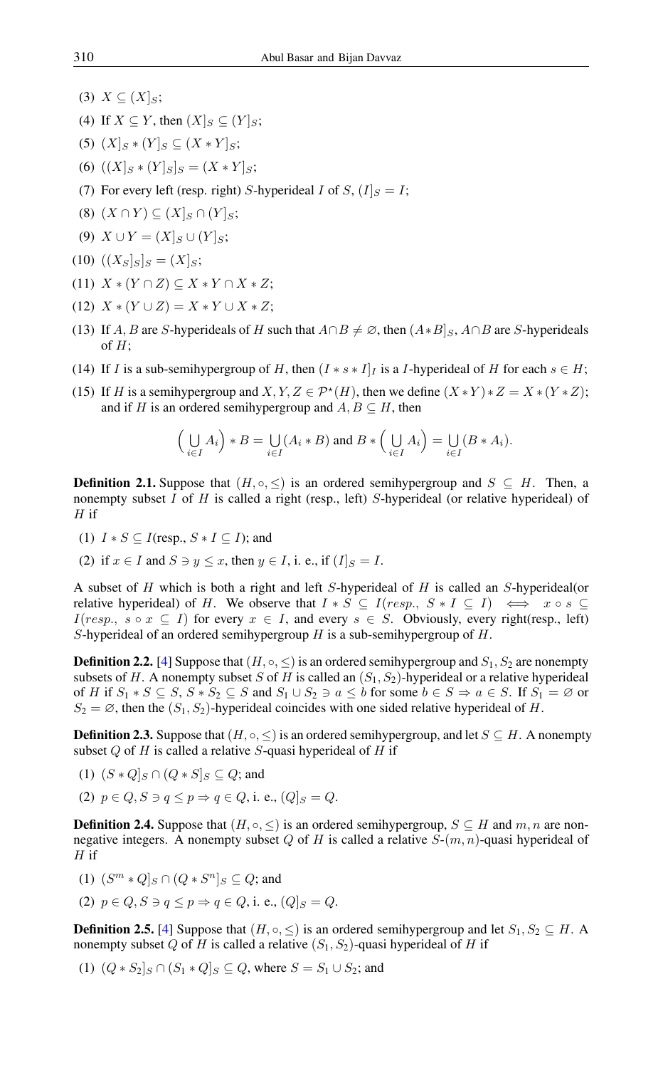(3) $X \subseteq (X]_S$;

(4) If $X \subseteq Y$, then $(X]_S \subseteq (Y]_S$;

(5) $(X]_S * (Y]_S \subseteq (X * Y]_S$;

(6) $((X]_S * (Y]_S]_S = (X * Y]_S$;

(7) For every left (resp. right) $S$-hyperideal $I$ of $S$, $(I]_S = I$;

(8) $(X \cap Y) \subseteq (X]_S \cap (Y]_S$;

(9) $X \cup Y = (X]_S \cup (Y]_S$;

(10) $((X_S]_S]_S = (X]_S$;

(11) $X * (Y \cap Z) \subseteq X * Y \cap X * Z$;

(12) $X * (Y \cup Z) = X * Y \cup X * Z$;

(13) If $A, B$ are $S$-hyperideals of $H$ such that $A \cap B \neq \varnothing$, then $(A * B]_S$, $A \cap B$ are $S$-hyperideals of $H$;

(14) If $I$ is a sub-semihypergroup of $H$, then $(I * s * I]_I$ is a $I$-hyperideal of $H$ for each $s \in H$;

(15) If $H$ is a semihypergroup and $X, Y, Z \in \mathcal{P}^\star(H)$, then we define $(X * Y) * Z = X * (Y * Z)$; and if $H$ is an ordered semihypergroup and $A, B \subseteq H$, then

$$\Big( \bigcup_{i \in I} A_i \Big) * B = \bigcup_{i \in I} (A_i * B) \text{ and } B * \Big( \bigcup_{i \in I} A_i \Big) = \bigcup_{i \in I} (B * A_i).$$

**Definition 2.1.** Suppose that $(H, \circ, \leq)$ is an ordered semihypergroup and $S \subseteq H$. Then, a nonempty subset $I$ of $H$ is called a right (resp., left) $S$-hyperideal (or relative hyperideal) of $H$ if

(1) $I * S \subseteq I$(resp., $S * I \subseteq I$); and

(2) if $x \in I$ and $S \ni y \leq x$, then $y \in I$, i. e., if $(I]_S = I$.

A subset of $H$ which is both a right and left $S$-hyperideal of $H$ is called an $S$-hyperideal(or relative hyperideal) of $H$. We observe that $I * S \subseteq I(resp.,\ S * I \subseteq I) \iff x \circ s \subseteq I(resp.,\ s \circ x \subseteq I)$ for every $x \in I$, and every $s \in S$. Obviously, every right(resp., left) $S$-hyperideal of an ordered semihypergroup $H$ is a sub-semihypergroup of $H$.

**Definition 2.2.** [4] Suppose that $(H, \circ, \leq)$ is an ordered semihypergroup and $S_1, S_2$ are nonempty subsets of $H$. A nonempty subset $S$ of $H$ is called an $(S_1, S_2)$-hyperideal or a relative hyperideal of $H$ if $S_1 * S \subseteq S$, $S * S_2 \subseteq S$ and $S_1 \cup S_2 \ni a \leq b$ for some $b \in S \Rightarrow a \in S$. If $S_1 = \varnothing$ or $S_2 = \varnothing$, then the $(S_1, S_2)$-hyperideal coincides with one sided relative hyperideal of $H$.

**Definition 2.3.** Suppose that $(H, \circ, \leq)$ is an ordered semihypergroup, and let $S \subseteq H$. A nonempty subset $Q$ of $H$ is called a relative $S$-quasi hyperideal of $H$ if

(1) $(S * Q]_S \cap (Q * S]_S \subseteq Q$; and

(2) $p \in Q, S \ni q \leq p \Rightarrow q \in Q$, i. e., $(Q]_S = Q$.

**Definition 2.4.** Suppose that $(H, \circ, \leq)$ is an ordered semihypergroup, $S \subseteq H$ and $m, n$ are non-negative integers. A nonempty subset $Q$ of $H$ is called a relative $S$-$(m, n)$-quasi hyperideal of $H$ if

(1) $(S^m * Q]_S \cap (Q * S^n]_S \subseteq Q$; and

(2) $p \in Q, S \ni q \leq p \Rightarrow q \in Q$, i. e., $(Q]_S = Q$.

**Definition 2.5.** [4] Suppose that $(H, \circ, \leq)$ is an ordered semihypergroup and let $S_1, S_2 \subseteq H$. A nonempty subset $Q$ of $H$ is called a relative $(S_1, S_2)$-quasi hyperideal of $H$ if

(1) $(Q * S_2]_S \cap (S_1 * Q]_S \subseteq Q$, where $S = S_1 \cup S_2$; and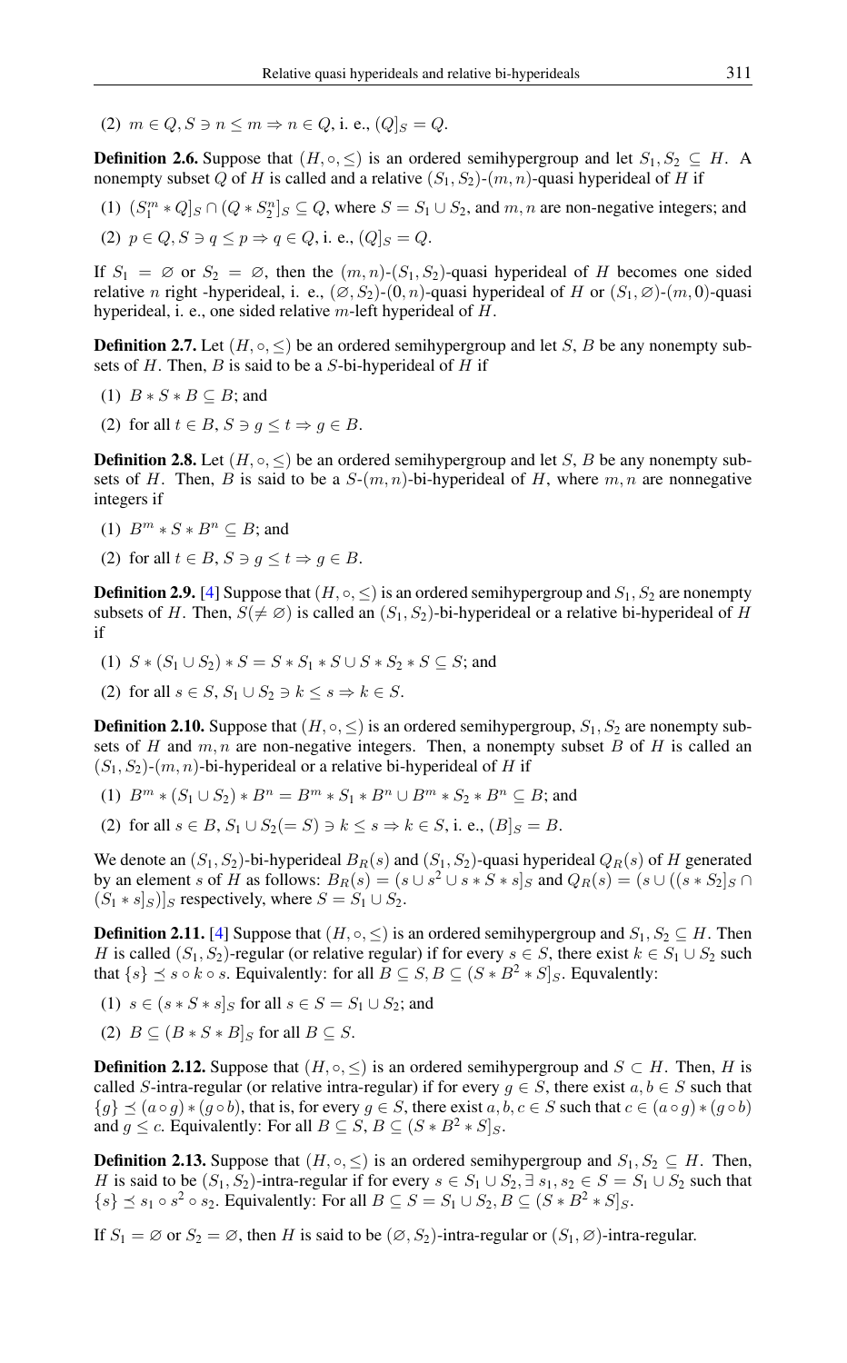(2) $m \in Q, S \ni n \leq m \Rightarrow n \in Q$, i. e., $(Q]_S = Q$.

**Definition 2.6.** Suppose that $(H, \circ, \leq)$ is an ordered semihypergroup and let $S_1, S_2 \subseteq H$. A nonempty subset $Q$ of $H$ is called and a relative $(S_1, S_2)$-$(m, n)$-quasi hyperideal of $H$ if

(1) $(S_1^m * Q]_S \cap (Q * S_2^n]_S \subseteq Q$, where $S = S_1 \cup S_2$, and $m, n$ are non-negative integers; and

(2) $p \in Q, S \ni q \leq p \Rightarrow q \in Q$, i. e., $(Q]_S = Q$.

If $S_1 = \varnothing$ or $S_2 = \varnothing$, then the $(m, n)$-$(S_1, S_2)$-quasi hyperideal of $H$ becomes one sided relative $n$ right -hyperideal, i. e., $(\varnothing, S_2)$-$(0, n)$-quasi hyperideal of $H$ or $(S_1, \varnothing)$-$(m, 0)$-quasi hyperideal, i. e., one sided relative $m$-left hyperideal of $H$.

**Definition 2.7.** Let $(H, \circ, \leq)$ be an ordered semihypergroup and let $S$, $B$ be any nonempty subsets of $H$. Then, $B$ is said to be a $S$-bi-hyperideal of $H$ if

(1) $B * S * B \subseteq B$; and

(2) for all $t \in B$, $S \ni g \leq t \Rightarrow g \in B$.

**Definition 2.8.** Let $(H, \circ, \leq)$ be an ordered semihypergroup and let $S$, $B$ be any nonempty subsets of $H$. Then, $B$ is said to be a $S$-$(m, n)$-bi-hyperideal of $H$, where $m, n$ are nonnegative integers if

(1) $B^m * S * B^n \subseteq B$; and

(2) for all $t \in B$, $S \ni g \leq t \Rightarrow g \in B$.

**Definition 2.9.** [4] Suppose that $(H, \circ, \leq)$ is an ordered semihypergroup and $S_1, S_2$ are nonempty subsets of $H$. Then, $S(\neq \varnothing)$ is called an $(S_1, S_2)$-bi-hyperideal or a relative bi-hyperideal of $H$ if

(1) $S * (S_1 \cup S_2) * S = S * S_1 * S \cup S * S_2 * S \subseteq S$; and

(2) for all $s \in S$, $S_1 \cup S_2 \ni k \leq s \Rightarrow k \in S$.

**Definition 2.10.** Suppose that $(H, \circ, \leq)$ is an ordered semihypergroup, $S_1, S_2$ are nonempty subsets of $H$ and $m, n$ are non-negative integers. Then, a nonempty subset $B$ of $H$ is called an $(S_1, S_2)$-$(m, n)$-bi-hyperideal or a relative bi-hyperideal of $H$ if

(1) $B^m * (S_1 \cup S_2) * B^n = B^m * S_1 * B^n \cup B^m * S_2 * B^n \subseteq B$; and

(2) for all $s \in B$, $S_1 \cup S_2 (= S) \ni k \leq s \Rightarrow k \in S$, i. e., $(B]_S = B$.

We denote an $(S_1, S_2)$-bi-hyperideal $B_R(s)$ and $(S_1, S_2)$-quasi hyperideal $Q_R(s)$ of $H$ generated by an element $s$ of $H$ as follows: $B_R(s) = (s \cup s^2 \cup s * S * s]_S$ and $Q_R(s) = (s \cup ((s * S_2]_S \cap (S_1 * s]_S)]_S$ respectively, where $S = S_1 \cup S_2$.

**Definition 2.11.** [4] Suppose that $(H, \circ, \leq)$ is an ordered semihypergroup and $S_1, S_2 \subseteq H$. Then $H$ is called $(S_1, S_2)$-regular (or relative regular) if for every $s \in S$, there exist $k \in S_1 \cup S_2$ such that $\{s\} \preceq s \circ k \circ s$. Equivalently: for all $B \subseteq S, B \subseteq (S * B^2 * S]_S$. Equivalently:

(1) $s \in (s * S * s]_S$ for all $s \in S = S_1 \cup S_2$; and

(2) $B \subseteq (B * S * B]_S$ for all $B \subseteq S$.

**Definition 2.12.** Suppose that $(H, \circ, \leq)$ is an ordered semihypergroup and $S \subset H$. Then, $H$ is called $S$-intra-regular (or relative intra-regular) if for every $g \in S$, there exist $a, b \in S$ such that $\{g\} \preceq (a \circ g) * (g \circ b)$, that is, for every $g \in S$, there exist $a, b, c \in S$ such that $c \in (a \circ g) * (g \circ b)$ and $g \leq c$. Equivalently: For all $B \subseteq S$, $B \subseteq (S * B^2 * S]_S$.

**Definition 2.13.** Suppose that $(H, \circ, \leq)$ is an ordered semihypergroup and $S_1, S_2 \subseteq H$. Then, $H$ is said to be $(S_1, S_2)$-intra-regular if for every $s \in S_1 \cup S_2, \exists\, s_1, s_2 \in S = S_1 \cup S_2$ such that $\{s\} \preceq s_1 \circ s^2 \circ s_2$. Equivalently: For all $B \subseteq S = S_1 \cup S_2, B \subseteq (S * B^2 * S]_S$.

If $S_1 = \varnothing$ or $S_2 = \varnothing$, then $H$ is said to be $(\varnothing, S_2)$-intra-regular or $(S_1, \varnothing)$-intra-regular.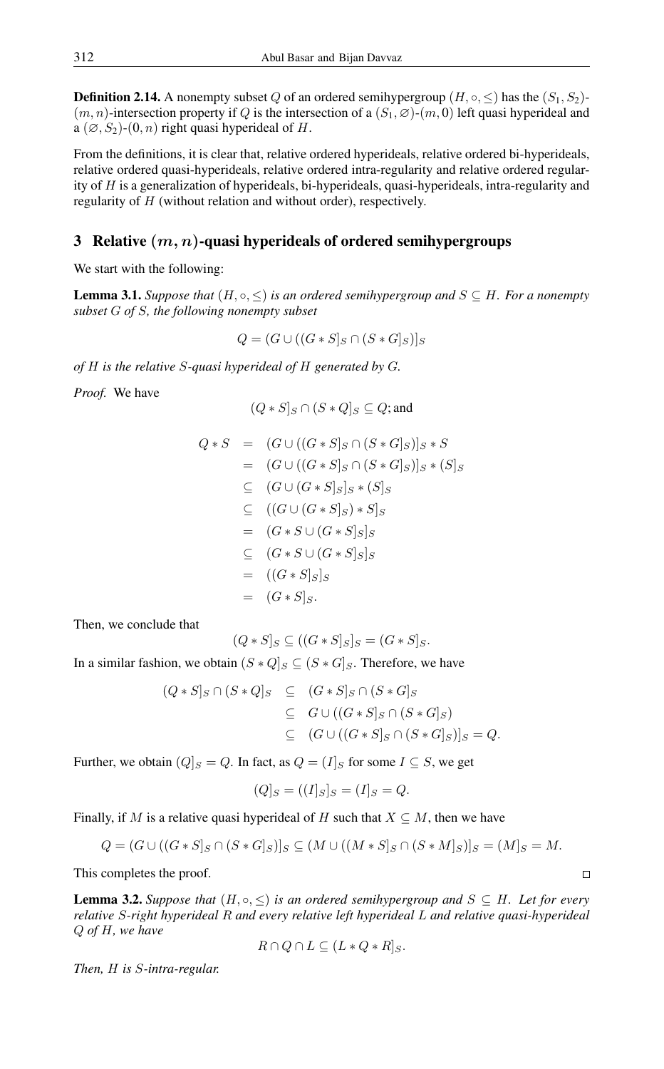**Definition 2.14.** A nonempty subset $Q$ of an ordered semihypergroup $(H, \circ, \leq)$ has the $(S_1, S_2)$-$(m, n)$-intersection property if $Q$ is the intersection of a $(S_1, \varnothing)$-$(m, 0)$ left quasi hyperideal and a $(\varnothing, S_2)$-$(0, n)$ right quasi hyperideal of $H$.

From the definitions, it is clear that, relative ordered hyperideals, relative ordered bi-hyperideals, relative ordered quasi-hyperideals, relative ordered intra-regularity and relative ordered regularity of $H$ is a generalization of hyperideals, bi-hyperideals, quasi-hyperideals, intra-regularity and regularity of $H$ (without relation and without order), respectively.

## 3 Relative $(m, n)$-quasi hyperideals of ordered semihypergroups

We start with the following:

**Lemma 3.1.** *Suppose that $(H, \circ, \leq)$ is an ordered semihypergroup and $S \subseteq H$. For a nonempty subset $G$ of $S$, the following nonempty subset*

$$Q = (G \cup ((G * S]_S \cap (S * G]_S)]_S$$

*of $H$ is the relative $S$-quasi hyperideal of $H$ generated by $G$.*

*Proof.* We have

$$(Q * S]_S \cap (S * Q]_S \subseteq Q; \text{and}$$

$$\begin{aligned}
Q * S &= (G \cup ((G * S]_S \cap (S * G]_S)]_S * S \\
&= (G \cup ((G * S]_S \cap (S * G]_S)]_S * (S]_S \\
&\subseteq (G \cup (G * S]_S]_S * (S]_S \\
&\subseteq ((G \cup (G * S]_S) * S]_S \\
&= (G * S \cup (G * S]_S]_S \\
&\subseteq (G * S \cup (G * S]_S]_S \\
&= ((G * S]_S]_S \\
&= (G * S]_S.
\end{aligned}$$

Then, we conclude that

$$(Q * S]_S \subseteq ((G * S]_S]_S = (G * S]_S.$$

In a similar fashion, we obtain $(S * Q]_S \subseteq (S * G]_S$. Therefore, we have

$$\begin{aligned}
(Q * S]_S \cap (S * Q]_S &\subseteq (G * S]_S \cap (S * G]_S \\
&\subseteq G \cup ((G * S]_S \cap (S * G]_S) \\
&\subseteq (G \cup ((G * S]_S \cap (S * G]_S)]_S = Q.
\end{aligned}$$

Further, we obtain $(Q]_S = Q$. In fact, as $Q = (I]_S$ for some $I \subseteq S$, we get

$$(Q]_S = ((I]_S]_S = (I]_S = Q.$$

Finally, if $M$ is a relative quasi hyperideal of $H$ such that $X \subseteq M$, then we have

$$Q = (G \cup ((G * S]_S \cap (S * G]_S)]_S \subseteq (M \cup ((M * S]_S \cap (S * M]_S)]_S = (M]_S = M.$$

This completes the proof. $\square$

**Lemma 3.2.** *Suppose that $(H, \circ, \leq)$ is an ordered semihypergroup and $S \subseteq H$. Let for every relative $S$-right hyperideal $R$ and every relative left hyperideal $L$ and relative quasi-hyperideal $Q$ of $H$, we have*

$$R \cap Q \cap L \subseteq (L * Q * R]_S.$$

*Then, $H$ is $S$-intra-regular.*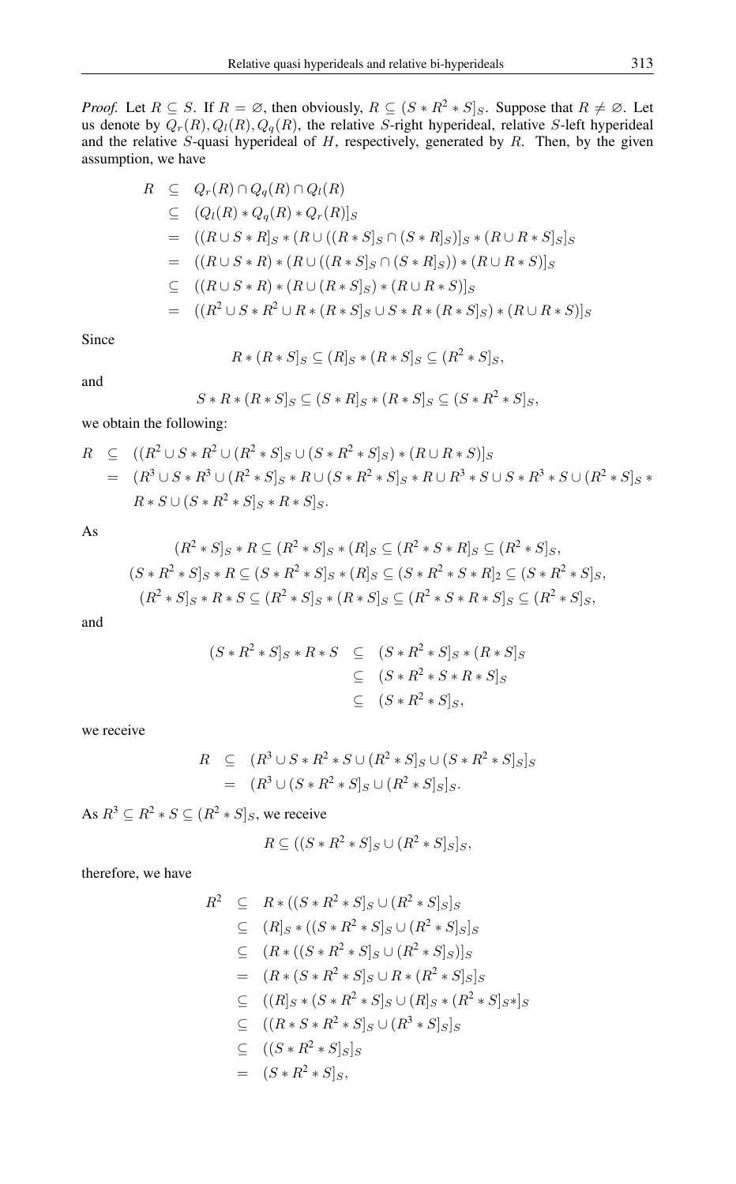*Proof.* Let $R \subseteq S$. If $R = \varnothing$, then obviously, $R \subseteq (S * R^2 * S]_S$. Suppose that $R \neq \varnothing$. Let us denote by $Q_r(R), Q_l(R), Q_q(R)$, the relative $S$-right hyperideal, relative $S$-left hyperideal and the relative $S$-quasi hyperideal of $H$, respectively, generated by $R$. Then, by the given assumption, we have

$$\begin{aligned}
R &\subseteq Q_r(R) \cap Q_q(R) \cap Q_l(R) \\
&\subseteq (Q_l(R) * Q_q(R) * Q_r(R)]_S \\
&= ((R \cup S * R]_S * (R \cup ((R * S]_S \cap (S * R]_S)]_S * (R \cup R * S]_S]_S \\
&= ((R \cup S * R) * (R \cup ((R * S]_S \cap (S * R]_S)) * (R \cup R * S)]_S \\
&\subseteq ((R \cup S * R) * (R \cup (R * S]_S) * (R \cup R * S)]_S \\
&= ((R^2 \cup S * R^2 \cup R * (R * S]_S \cup S * R * (R * S]_S) * (R \cup R * S)]_S
\end{aligned}$$

Since

$$R * (R * S]_S \subseteq (R]_S * (R * S]_S \subseteq (R^2 * S]_S,$$

and

$$S * R * (R * S]_S \subseteq (S * R]_S * (R * S]_S \subseteq (S * R^2 * S]_S,$$

we obtain the following:

$$\begin{aligned}
R &\subseteq ((R^2 \cup S * R^2 \cup (R^2 * S]_S \cup (S * R^2 * S]_S) * (R \cup R * S)]_S \\
&= (R^3 \cup S * R^3 \cup (R^2 * S]_S * R \cup (S * R^2 * S]_S * R \cup R^3 * S \cup S * R^3 * S \cup (R^2 * S]_S * \\
&\quad R * S \cup (S * R^2 * S]_S * R * S]_S.
\end{aligned}$$

As

$$\begin{aligned}
(R^2 * S]_S * R &\subseteq (R^2 * S]_S * (R]_S \subseteq (R^2 * S * R]_S \subseteq (R^2 * S]_S, \\
(S * R^2 * S]_S * R &\subseteq (S * R^2 * S]_S * (R]_S \subseteq (S * R^2 * S * R]_2 \subseteq (S * R^2 * S]_S, \\
(R^2 * S]_S * R * S &\subseteq (R^2 * S]_S * (R * S]_S \subseteq (R^2 * S * R * S]_S \subseteq (R^2 * S]_S,
\end{aligned}$$

and

$$\begin{aligned}
(S * R^2 * S]_S * R * S &\subseteq (S * R^2 * S]_S * (R * S]_S \\
&\subseteq (S * R^2 * S * R * S]_S \\
&\subseteq (S * R^2 * S]_S,
\end{aligned}$$

we receive

$$\begin{aligned}
R &\subseteq (R^3 \cup S * R^2 * S \cup (R^2 * S]_S \cup (S * R^2 * S]_S]_S \\
&= (R^3 \cup (S * R^2 * S]_S \cup (R^2 * S]_S]_S.
\end{aligned}$$

As $R^3 \subseteq R^2 * S \subseteq (R^2 * S]_S$, we receive

$$R \subseteq ((S * R^2 * S]_S \cup (R^2 * S]_S]_S,$$

therefore, we have

$$\begin{aligned}
R^2 &\subseteq R * ((S * R^2 * S]_S \cup (R^2 * S]_S]_S \\
&\subseteq (R]_S * ((S * R^2 * S]_S \cup (R^2 * S]_S]_S \\
&\subseteq (R * ((S * R^2 * S]_S \cup (R^2 * S]_S)]_S \\
&= (R * (S * R^2 * S]_S \cup R * (R^2 * S]_S]_S \\
&\subseteq ((R]_S * (S * R^2 * S]_S \cup (R]_S * (R^2 * S]_S *]_S \\
&\subseteq ((R * S * R^2 * S]_S \cup (R^3 * S]_S]_S \\
&\subseteq ((S * R^2 * S]_S]_S \\
&= (S * R^2 * S]_S,
\end{aligned}$$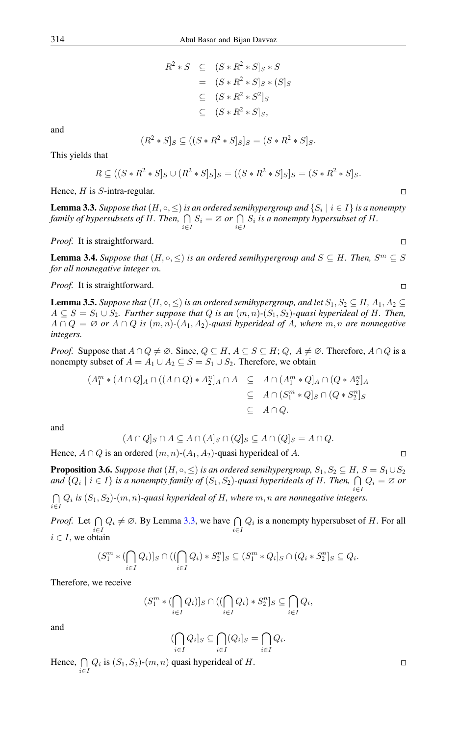$$
\begin{aligned}
R^2 * S &\subseteq (S * R^2 * S]_S * S \\
&= (S * R^2 * S]_S * (S]_S \\
&\subseteq (S * R^2 * S^2]_S \\
&\subseteq (S * R^2 * S]_S,
\end{aligned}
$$

and

$$
(R^2 * S]_S \subseteq ((S * R^2 * S]_S]_S = (S * R^2 * S]_S.
$$

This yields that

$$
R \subseteq ((S * R^2 * S]_S \cup (R^2 * S]_S]_S = ((S * R^2 * S]_S]_S = (S * R^2 * S]_S.
$$

Hence, $H$ is $S$-intra-regular. $\square$

**Lemma 3.3.** *Suppose that $(H, \circ, \leq)$ is an ordered semihypergroup and $\{S_i \mid i \in I\}$ is a nonempty family of hypersubsets of $H$. Then, $\bigcap_{i\in I} S_i = \varnothing$ or $\bigcap_{i\in I} S_i$ is a nonempty hypersubset of $H$.*

*Proof.* It is straightforward. $\square$

**Lemma 3.4.** *Suppose that $(H, \circ, \leq)$ is an ordered semihypergroup and $S \subseteq H$. Then, $S^m \subseteq S$ for all nonnegative integer $m$.*

*Proof.* It is straightforward. $\square$

**Lemma 3.5.** *Suppose that $(H, \circ, \leq)$ is an ordered semihypergroup, and let $S_1, S_2 \subseteq H$, $A_1, A_2 \subseteq A \subseteq S = S_1 \cup S_2$. Further suppose that $Q$ is an $(m, n)$-$(S_1, S_2)$-quasi hyperideal of $H$. Then, $A \cap Q = \varnothing$ or $A \cap Q$ is $(m, n)$-$(A_1, A_2)$-quasi hyperideal of $A$, where $m, n$ are nonegative integers.*

*Proof.* Suppose that $A \cap Q \neq \varnothing$. Since, $Q \subseteq H$, $A \subseteq S \subseteq H$; $Q,\ A \neq \varnothing$. Therefore, $A \cap Q$ is a nonempty subset of $A = A_1 \cup A_2 \subseteq S = S_1 \cup S_2$. Therefore, we obtain

$$
\begin{aligned}
(A_1^m * (A \cap Q]_A \cap ((A \cap Q) * A_2^n]_A \cap A &\subseteq A \cap (A_1^m * Q]_A \cap (Q * A_2^n]_A \\
&\subseteq A \cap (S_1^m * Q]_S \cap (Q * S_2^n]_S \\
&\subseteq A \cap Q.
\end{aligned}
$$

and

$$
(A \cap Q]_S \cap A \subseteq A \cap (A]_S \cap (Q]_S \subseteq A \cap (Q]_S = A \cap Q.
$$

Hence, $A \cap Q$ is an ordered $(m, n)$-$(A_1, A_2)$-quasi hyperideal of $A$. $\square$

**Proposition 3.6.** *Suppose that $(H, \circ, \leq)$ is an ordered semihypergroup, $S_1, S_2 \subseteq H$, $S = S_1 \cup S_2$ and $\{Q_i \mid i \in I\}$ is a nonempty family of $(S_1, S_2)$-quasi hyperideals of $H$. Then, $\bigcap_{i\in I} Q_i = \varnothing$ or $\bigcap_{i\in I} Q_i$ is $(S_1, S_2)$-$(m, n)$-quasi hyperideal of $H$, where $m, n$ are nonnegative integers.*

*Proof.* Let $\bigcap_{i\in I} Q_i \neq \varnothing$. By Lemma 3.3, we have $\bigcap_{i\in I} Q_i$ is a nonempty hypersubset of $H$. For all $i \in I$, we obtain

$$
(S_1^m * (\bigcap_{i\in I} Q_i)]_S \cap ((\bigcap_{i\in I} Q_i) * S_2^n]_S \subseteq (S_1^m * Q_i]_S \cap (Q_i * S_2^n]_S \subseteq Q_i.
$$

Therefore, we receive

$$
(S_1^m * (\bigcap_{i\in I} Q_i)]_S \cap ((\bigcap_{i\in I} Q_i) * S_2^n]_S \subseteq \bigcap_{i\in I} Q_i,
$$

and

$$
(\bigcap_{i\in I} Q_i]_S \subseteq \bigcap_{i\in I} (Q_i]_S = \bigcap_{i\in I} Q_i.
$$

Hence, $\bigcap_{i\in I} Q_i$ is $(S_1, S_2)$-$(m, n)$ quasi hyperideal of $H$. $\square$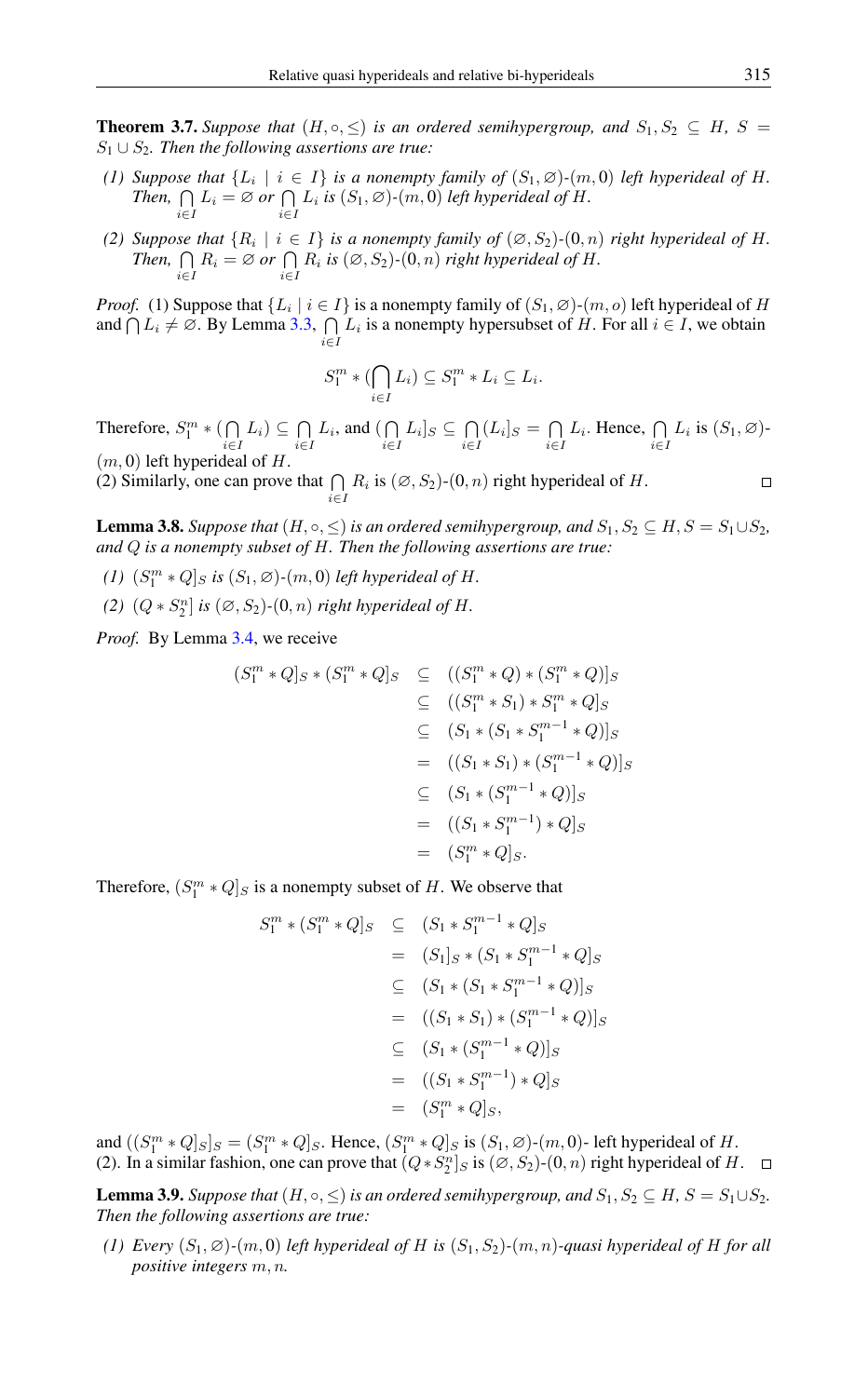**Theorem 3.7.** *Suppose that $(H, \circ, \leq)$ is an ordered semihypergroup, and $S_1, S_2 \subseteq H$, $S = S_1 \cup S_2$. Then the following assertions are true:*

*(1) Suppose that $\{L_i \mid i \in I\}$ is a nonempty family of $(S_1, \varnothing)$-$(m, 0)$ left hyperideal of $H$. Then, $\bigcap\limits_{i \in I} L_i = \varnothing$ or $\bigcap\limits_{i \in I} L_i$ is $(S_1, \varnothing)$-$(m, 0)$ left hyperideal of $H$.*

*(2) Suppose that $\{R_i \mid i \in I\}$ is a nonempty family of $(\varnothing, S_2)$-$(0, n)$ right hyperideal of $H$. Then, $\bigcap\limits_{i \in I} R_i = \varnothing$ or $\bigcap\limits_{i \in I} R_i$ is $(\varnothing, S_2)$-$(0, n)$ right hyperideal of $H$.*

*Proof.* (1) Suppose that $\{L_i \mid i \in I\}$ is a nonempty family of $(S_1, \varnothing)$-$(m, o)$ left hyperideal of $H$ and $\bigcap L_i \neq \varnothing$. By Lemma 3.3, $\bigcap\limits_{i \in I} L_i$ is a nonempty hypersubset of $H$. For all $i \in I$, we obtain

$$S_1^m * (\bigcap_{i \in I} L_i) \subseteq S_1^m * L_i \subseteq L_i.$$

Therefore, $S_1^m * (\bigcap\limits_{i \in I} L_i) \subseteq \bigcap\limits_{i \in I} L_i$, and $(\bigcap\limits_{i \in I} L_i]_S \subseteq \bigcap\limits_{i \in I} (L_i]_S = \bigcap\limits_{i \in I} L_i$. Hence, $\bigcap\limits_{i \in I} L_i$ is $(S_1, \varnothing)$-$(m, 0)$ left hyperideal of $H$.
(2) Similarly, one can prove that $\bigcap\limits_{i \in I} R_i$ is $(\varnothing, S_2)$-$(0, n)$ right hyperideal of $H$. □

**Lemma 3.8.** *Suppose that $(H, \circ, \leq)$ is an ordered semihypergroup, and $S_1, S_2 \subseteq H, S = S_1 \cup S_2$, and $Q$ is a nonempty subset of $H$. Then the following assertions are true:*

*(1) $(S_1^m * Q]_S$ is $(S_1, \varnothing)$-$(m, 0)$ left hyperideal of $H$.*

*(2) $(Q * S_2^n]$ is $(\varnothing, S_2)$-$(0, n)$ right hyperideal of $H$.*

*Proof.* By Lemma 3.4, we receive

$$\begin{aligned}
(S_1^m * Q]_S * (S_1^m * Q]_S &\subseteq ((S_1^m * Q) * (S_1^m * Q)]_S \\
&\subseteq ((S_1^m * S_1) * S_1^m * Q]_S \\
&\subseteq (S_1 * (S_1 * S_1^{m-1} * Q)]_S \\
&= ((S_1 * S_1) * (S_1^{m-1} * Q)]_S \\
&\subseteq (S_1 * (S_1^{m-1} * Q)]_S \\
&= ((S_1 * S_1^{m-1}) * Q]_S \\
&= (S_1^m * Q]_S.
\end{aligned}$$

Therefore, $(S_1^m * Q]_S$ is a nonempty subset of $H$. We observe that

$$\begin{aligned}
S_1^m * (S_1^m * Q]_S &\subseteq (S_1 * S_1^{m-1} * Q]_S \\
&= (S_1]_S * (S_1 * S_1^{m-1} * Q]_S \\
&\subseteq (S_1 * (S_1 * S_1^{m-1} * Q)]_S \\
&= ((S_1 * S_1) * (S_1^{m-1} * Q)]_S \\
&\subseteq (S_1 * (S_1^{m-1} * Q)]_S \\
&= ((S_1 * S_1^{m-1}) * Q]_S \\
&= (S_1^m * Q]_S,
\end{aligned}$$

and $((S_1^m * Q]_S]_S = (S_1^m * Q]_S$. Hence, $(S_1^m * Q]_S$ is $(S_1, \varnothing)$-$(m, 0)$- left hyperideal of $H$.
(2). In a similar fashion, one can prove that $(Q * S_2^n]_S$ is $(\varnothing, S_2)$-$(0, n)$ right hyperideal of $H$. □

**Lemma 3.9.** *Suppose that $(H, \circ, \leq)$ is an ordered semihypergroup, and $S_1, S_2 \subseteq H$, $S = S_1 \cup S_2$. Then the following assertions are true:*

*(1) Every $(S_1, \varnothing)$-$(m, 0)$ left hyperideal of $H$ is $(S_1, S_2)$-$(m, n)$-quasi hyperideal of $H$ for all positive integers $m, n$.*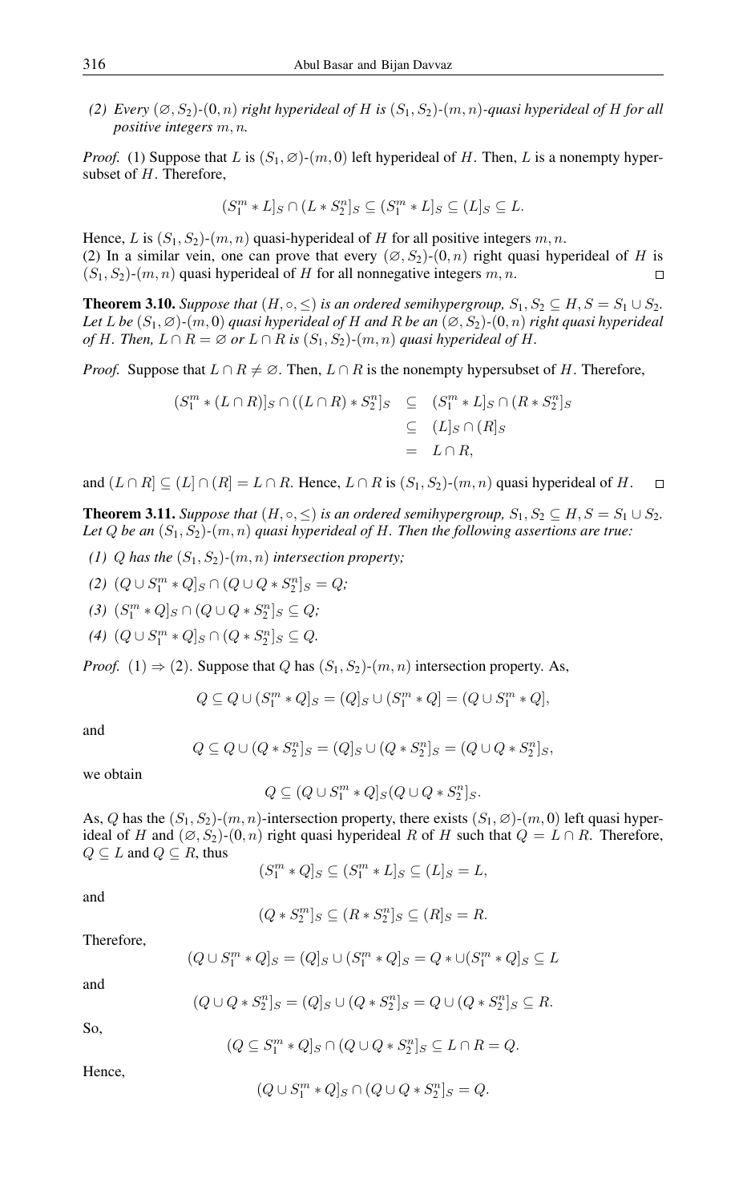*(2) Every $(\varnothing, S_2)$-$(0,n)$ right hyperideal of $H$ is $(S_1,S_2)$-$(m,n)$-quasi hyperideal of $H$ for all positive integers $m,n$.*

*Proof.* (1) Suppose that $L$ is $(S_1,\varnothing)$-$(m,0)$ left hyperideal of $H$. Then, $L$ is a nonempty hypersubset of $H$. Therefore,

$$(S_1^m * L]_S \cap (L * S_2^n]_S \subseteq (S_1^m * L]_S \subseteq (L]_S \subseteq L.$$

Hence, $L$ is $(S_1,S_2)$-$(m,n)$ quasi-hyperideal of $H$ for all positive integers $m,n$.
(2) In a similar vein, one can prove that every $(\varnothing, S_2)$-$(0,n)$ right quasi hyperideal of $H$ is $(S_1,S_2)$-$(m,n)$ quasi hyperideal of $H$ for all nonnegative integers $m,n$. □

**Theorem 3.10.** *Suppose that $(H,\circ,\leq)$ is an ordered semihypergroup, $S_1,S_2 \subseteq H, S = S_1\cup S_2$. Let $L$ be $(S_1,\varnothing)$-$(m,0)$ quasi hyperideal of $H$ and $R$ be an $(\varnothing,S_2)$-$(0,n)$ right quasi hyperideal of $H$. Then, $L\cap R = \varnothing$ or $L\cap R$ is $(S_1,S_2)$-$(m,n)$ quasi hyperideal of $H$.*

*Proof.* Suppose that $L\cap R \neq \varnothing$. Then, $L\cap R$ is the nonempty hypersubset of $H$. Therefore,

$$\begin{aligned}(S_1^m * (L\cap R)]_S \cap ((L\cap R) * S_2^n]_S &\subseteq (S_1^m * L]_S \cap (R * S_2^n]_S \\ &\subseteq (L]_S \cap (R]_S \\ &= L\cap R,\end{aligned}$$

and $(L\cap R] \subseteq (L]\cap(R] = L\cap R$. Hence, $L\cap R$ is $(S_1,S_2)$-$(m,n)$ quasi hyperideal of $H$. □

**Theorem 3.11.** *Suppose that $(H,\circ,\leq)$ is an ordered semihypergroup, $S_1,S_2 \subseteq H, S = S_1\cup S_2$. Let $Q$ be an $(S_1,S_2)$-$(m,n)$ quasi hyperideal of $H$. Then the following assertions are true:*

*(1) $Q$ has the $(S_1,S_2)$-$(m,n)$ intersection property;*

*(2) $(Q\cup S_1^m * Q]_S \cap (Q\cup Q * S_2^n]_S = Q$;*

*(3) $(S_1^m * Q]_S \cap (Q\cup Q * S_2^n]_S \subseteq Q$;*

*(4) $(Q\cup S_1^m * Q]_S \cap (Q * S_2^n]_S \subseteq Q$.*

*Proof.* $(1)\Rightarrow(2)$. Suppose that $Q$ has $(S_1,S_2)$-$(m,n)$ intersection property. As,

$$Q \subseteq Q\cup (S_1^m * Q]_S = (Q]_S \cup (S_1^m * Q] = (Q\cup S_1^m * Q],$$

and

$$Q \subseteq Q\cup (Q * S_2^n]_S = (Q]_S \cup (Q * S_2^n]_S = (Q\cup Q * S_2^n]_S,$$

we obtain

$$Q \subseteq (Q\cup S_1^m * Q]_S (Q\cup Q * S_2^n]_S.$$

As, $Q$ has the $(S_1,S_2)$-$(m,n)$-intersection property, there exists $(S_1,\varnothing)$-$(m,0)$ left quasi hyperideal of $H$ and $(\varnothing,S_2)$-$(0,n)$ right quasi hyperideal $R$ of $H$ such that $Q = L\cap R$. Therefore, $Q\subseteq L$ and $Q\subseteq R$, thus

$$(S_1^m * Q]_S \subseteq (S_1^m * L]_S \subseteq (L]_S = L,$$

and

$$(Q * S_2^m]_S \subseteq (R * S_2^n]_S \subseteq (R]_S = R.$$

Therefore,

$$(Q\cup S_1^m * Q]_S = (Q]_S \cup (S_1^m * Q]_S = Q * \cup (S_1^m * Q]_S \subseteq L$$

and

$$(Q\cup Q * S_2^n]_S = (Q]_S \cup (Q * S_2^n]_S = Q\cup (Q * S_2^n]_S \subseteq R.$$

So,

$$(Q \subseteq S_1^m * Q]_S \cap (Q\cup Q * S_2^n]_S \subseteq L\cap R = Q.$$

Hence,

$$(Q\cup S_1^m * Q]_S \cap (Q\cup Q * S_2^n]_S = Q.$$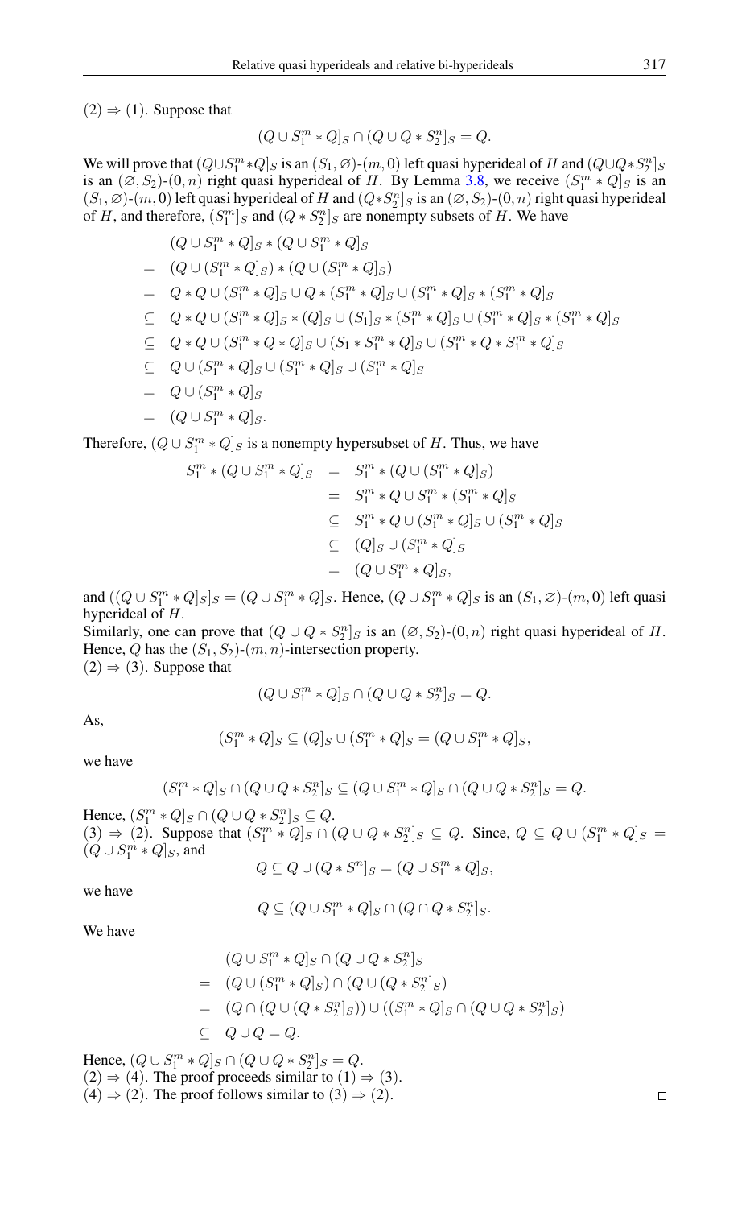$(2) \Rightarrow (1)$. Suppose that

$$(Q \cup S_1^m * Q]_S \cap (Q \cup Q * S_2^n]_S = Q.$$

We will prove that $(Q \cup S_1^m * Q]_S$ is an $(S_1, \varnothing)$-$(m, 0)$ left quasi hyperideal of $H$ and $(Q \cup Q * S_2^n]_S$ is an $(\varnothing, S_2)$-$(0, n)$ right quasi hyperideal of $H$. By Lemma 3.8, we receive $(S_1^m * Q]_S$ is an $(S_1, \varnothing)$-$(m, 0)$ left quasi hyperideal of $H$ and $(Q * S_2^n]_S$ is an $(\varnothing, S_2)$-$(0, n)$ right quasi hyperideal of $H$, and therefore, $(S_1^m]_S$ and $(Q * S_2^n]_S$ are nonempty subsets of $H$. We have

$$\begin{aligned}
& (Q \cup S_1^m * Q]_S * (Q \cup S_1^m * Q]_S \\
= \; & (Q \cup (S_1^m * Q]_S) * (Q \cup (S_1^m * Q]_S) \\
= \; & Q * Q \cup (S_1^m * Q]_S \cup Q * (S_1^m * Q]_S \cup (S_1^m * Q]_S * (S_1^m * Q]_S \\
\subseteq \; & Q * Q \cup (S_1^m * Q]_S * (Q]_S \cup (S_1]_S * (S_1^m * Q]_S \cup (S_1^m * Q]_S * (S_1^m * Q]_S \\
\subseteq \; & Q * Q \cup (S_1^m * Q * Q]_S \cup (S_1 * S_1^m * Q]_S \cup (S_1^m * Q * S_1^m * Q]_S \\
\subseteq \; & Q \cup (S_1^m * Q]_S \cup (S_1^m * Q]_S \cup (S_1^m * Q]_S \\
= \; & Q \cup (S_1^m * Q]_S \\
= \; & (Q \cup S_1^m * Q]_S.
\end{aligned}$$

Therefore, $(Q \cup S_1^m * Q]_S$ is a nonempty hypersubset of $H$. Thus, we have

$$\begin{aligned}
S_1^m * (Q \cup S_1^m * Q]_S &= S_1^m * (Q \cup (S_1^m * Q]_S) \\
&= S_1^m * Q \cup S_1^m * (S_1^m * Q]_S \\
&\subseteq S_1^m * Q \cup (S_1^m * Q]_S \cup (S_1^m * Q]_S \\
&\subseteq (Q]_S \cup (S_1^m * Q]_S \\
&= (Q \cup S_1^m * Q]_S,
\end{aligned}$$

and $((Q \cup S_1^m * Q]_S]_S = (Q \cup S_1^m * Q]_S$. Hence, $(Q \cup S_1^m * Q]_S$ is an $(S_1, \varnothing)$-$(m, 0)$ left quasi hyperideal of $H$.

Similarly, one can prove that $(Q \cup Q * S_2^n]_S$ is an $(\varnothing, S_2)$-$(0, n)$ right quasi hyperideal of $H$. Hence, $Q$ has the $(S_1, S_2)$-$(m, n)$-intersection property.

$(2) \Rightarrow (3)$. Suppose that

$$(Q \cup S_1^m * Q]_S \cap (Q \cup Q * S_2^n]_S = Q.$$

As,

$$(S_1^m * Q]_S \subseteq (Q]_S \cup (S_1^m * Q]_S = (Q \cup S_1^m * Q]_S,$$

we have

$$(S_1^m * Q]_S \cap (Q \cup Q * S_2^n]_S \subseteq (Q \cup S_1^m * Q]_S \cap (Q \cup Q * S_2^n]_S = Q.$$

Hence, $(S_1^m * Q]_S \cap (Q \cup Q * S_2^n]_S \subseteq Q$.

$(3) \Rightarrow (2)$. Suppose that $(S_1^m * Q]_S \cap (Q \cup Q * S_2^n]_S \subseteq Q$. Since, $Q \subseteq Q \cup (S_1^m * Q]_S = (Q \cup S_1^m * Q]_S$, and

$$Q \subseteq Q \cup (Q * S^n]_S = (Q \cup S_1^m * Q]_S,$$

we have

$$Q \subseteq (Q \cup S_1^m * Q]_S \cap (Q \cap Q * S_2^n]_S.$$

We have

$$\begin{aligned}
& (Q \cup S_1^m * Q]_S \cap (Q \cup Q * S_2^n]_S \\
= \; & (Q \cup (S_1^m * Q]_S) \cap (Q \cup (Q * S_2^n]_S) \\
= \; & (Q \cap (Q \cup (Q * S_2^n]_S)) \cup ((S_1^m * Q]_S \cap (Q \cup Q * S_2^n]_S) \\
\subseteq \; & Q \cup Q = Q.
\end{aligned}$$

Hence, $(Q \cup S_1^m * Q]_S \cap (Q \cup Q * S_2^n]_S = Q$.

$(2) \Rightarrow (4)$. The proof proceeds similar to $(1) \Rightarrow (3)$.

$(4) \Rightarrow (2)$. The proof follows similar to $(3) \Rightarrow (2)$. $\square$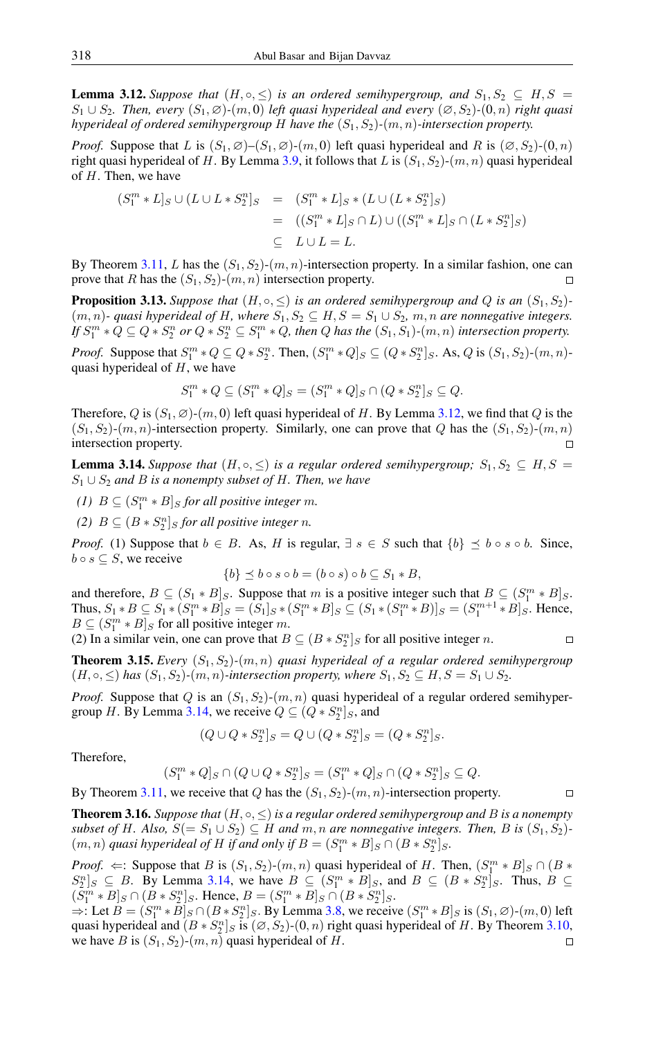**Lemma 3.12.** *Suppose that $(H, \circ, \leq)$ is an ordered semihypergroup, and $S_1, S_2 \subseteq H, S = S_1 \cup S_2$. Then, every $(S_1, \varnothing)$-$(m, 0)$ left quasi hyperideal and every $(\varnothing, S_2)$-$(0, n)$ right quasi hyperideal of ordered semihypergroup $H$ have the $(S_1, S_2)$-$(m, n)$-intersection property.*

*Proof.* Suppose that $L$ is $(S_1, \varnothing)$–$(S_1, \varnothing)$-$(m, 0)$ left quasi hyperideal and $R$ is $(\varnothing, S_2)$-$(0, n)$ right quasi hyperideal of $H$. By Lemma 3.9, it follows that $L$ is $(S_1, S_2)$-$(m, n)$ quasi hyperideal of $H$. Then, we have

$$\begin{aligned}(S_1^m * L]_S \cup (L \cup L * S_2^n]_S &= (S_1^m * L]_S * (L \cup (L * S_2^n]_S) \\ &= ((S_1^m * L]_S \cap L) \cup ((S_1^m * L]_S \cap (L * S_2^n]_S) \\ &\subseteq L \cup L = L.\end{aligned}$$

By Theorem 3.11, $L$ has the $(S_1, S_2)$-$(m, n)$-intersection property. In a similar fashion, one can prove that $R$ has the $(S_1, S_2)$-$(m, n)$ intersection property. ◻

**Proposition 3.13.** *Suppose that $(H, \circ, \leq)$ is an ordered semihypergroup and $Q$ is an $(S_1, S_2)$-$(m, n)$- quasi hyperideal of $H$, where $S_1, S_2 \subseteq H, S = S_1 \cup S_2$, $m, n$ are nonnegative integers. If $S_1^m * Q \subseteq Q * S_2^n$ or $Q * S_2^n \subseteq S_1^m * Q$, then $Q$ has the $(S_1, S_1)$-$(m, n)$ intersection property.*

*Proof.* Suppose that $S_1^m * Q \subseteq Q * S_2^n$. Then, $(S_1^m * Q]_S \subseteq (Q * S_2^n]_S$. As, $Q$ is $(S_1, S_2)$-$(m, n)$-quasi hyperideal of $H$, we have

$$S_1^m * Q \subseteq (S_1^m * Q]_S = (S_1^m * Q]_S \cap (Q * S_2^n]_S \subseteq Q.$$

Therefore, $Q$ is $(S_1, \varnothing)$-$(m, 0)$ left quasi hyperideal of $H$. By Lemma 3.12, we find that $Q$ is the $(S_1, S_2)$-$(m, n)$-intersection property. Similarly, one can prove that $Q$ has the $(S_1, S_2)$-$(m, n)$ intersection property. ◻

**Lemma 3.14.** *Suppose that $(H, \circ, \leq)$ is a regular ordered semihypergroup; $S_1, S_2 \subseteq H, S = S_1 \cup S_2$ and $B$ is a nonempty subset of $H$. Then, we have*

*(1) $B \subseteq (S_1^m * B]_S$ for all positive integer $m$.*

*(2) $B \subseteq (B * S_2^n]_S$ for all positive integer $n$.*

*Proof.* (1) Suppose that $b \in B$. As, $H$ is regular, $\exists\ s \in S$ such that $\{b\} \preceq b \circ s \circ b$. Since, $b \circ s \subseteq S$, we receive

$$\{b\} \preceq b \circ s \circ b = (b \circ s) \circ b \subseteq S_1 * B,$$

and therefore, $B \subseteq (S_1 * B]_S$. Suppose that $m$ is a positive integer such that $B \subseteq (S_1^m * B]_S$. Thus, $S_1 * B \subseteq S_1 * (S_1^m * B]_S = (S_1]_S * (S_1^m * B]_S \subseteq (S_1 * (S_1^m * B))_S = (S_1^{m+1} * B]_S$. Hence, $B \subseteq (S_1^m * B]_S$ for all positive integer $m$.

(2) In a similar vein, one can prove that $B \subseteq (B * S_2^n]_S$ for all positive integer $n$. ◻

**Theorem 3.15.** *Every $(S_1, S_2)$-$(m, n)$ quasi hyperideal of a regular ordered semihypergroup $(H, \circ, \leq)$ has $(S_1, S_2)$-$(m, n)$-intersection property, where $S_1, S_2 \subseteq H, S = S_1 \cup S_2$.*

*Proof.* Suppose that $Q$ is an $(S_1, S_2)$-$(m, n)$ quasi hyperideal of a regular ordered semihypergroup $H$. By Lemma 3.14, we receive $Q \subseteq (Q * S_2^n]_S$, and

$$(Q \cup Q * S_2^n]_S = Q \cup (Q * S_2^n]_S = (Q * S_2^n]_S.$$

Therefore,

$$(S_1^m * Q]_S \cap (Q \cup Q * S_2^n]_S = (S_1^m * Q]_S \cap (Q * S_2^n]_S \subseteq Q.$$

By Theorem 3.11, we receive that $Q$ has the $(S_1, S_2)$-$(m, n)$-intersection property. ◻

**Theorem 3.16.** *Suppose that $(H, \circ, \leq)$ is a regular ordered semihypergroup and $B$ is a nonempty subset of $H$. Also, $S(= S_1 \cup S_2) \subseteq H$ and $m, n$ are nonnegative integers. Then, $B$ is $(S_1, S_2)$-$(m, n)$ quasi hyperideal of $H$ if and only if $B = (S_1^m * B]_S \cap (B * S_2^n]_S$.*

*Proof.* $\Leftarrow$: Suppose that $B$ is $(S_1, S_2)$-$(m, n)$ quasi hyperideal of $H$. Then, $(S_1^m * B]_S \cap (B * S_2^n]_S \subseteq B$. By Lemma 3.14, we have $B \subseteq (S_1^m * B]_S$, and $B \subseteq (B * S_2^n]_S$. Thus, $B \subseteq (S_1^m * B]_S \cap (B * S_2^n]_S$. Hence, $B = (S_1^m * B]_S \cap (B * S_2^n]_S$.

$\Rightarrow$: Let $B = (S_1^m * B]_S \cap (B * S_2^n]_S$. By Lemma 3.8, we receive $(S_1^m * B]_S$ is $(S_1, \varnothing)$-$(m, 0)$ left quasi hyperideal and $(B * S_2^n]_S$ is $(\varnothing, S_2)$-$(0, n)$ right quasi hyperideal of $H$. By Theorem 3.10, we have $B$ is $(S_1, S_2)$-$(m, n)$ quasi hyperideal of $H$. ◻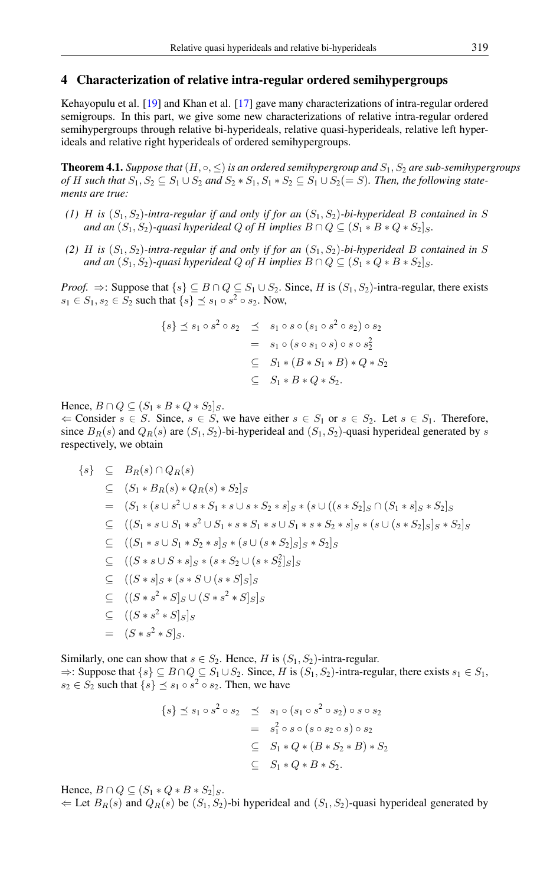## 4 Characterization of relative intra-regular ordered semihypergroups

Kehayopulu et al. [19] and Khan et al. [17] gave many characterizations of intra-regular ordered semigroups. In this part, we give some new characterizations of relative intra-regular ordered semihypergroups through relative bi-hyperideals, relative quasi-hyperideals, relative left hyperideals and relative right hyperideals of ordered semihypergroups.

**Theorem 4.1.** *Suppose that $(H, \circ, \leq)$ is an ordered semihypergroup and $S_1, S_2$ are sub-semihypergroups of $H$ such that $S_1, S_2 \subseteq S_1 \cup S_2$ and $S_2 * S_1, S_1 * S_2 \subseteq S_1 \cup S_2 (= S)$. Then, the following statements are true:*

*(1) $H$ is $(S_1, S_2)$-intra-regular if and only if for an $(S_1, S_2)$-bi-hyperideal $B$ contained in $S$ and an $(S_1, S_2)$-quasi hyperideal $Q$ of $H$ implies $B \cap Q \subseteq (S_1 * B * Q * S_2]_S$.*

*(2) $H$ is $(S_1, S_2)$-intra-regular if and only if for an $(S_1, S_2)$-bi-hyperideal $B$ contained in $S$ and an $(S_1, S_2)$-quasi hyperideal $Q$ of $H$ implies $B \cap Q \subseteq (S_1 * Q * B * S_2]_S$.*

*Proof.* $\Rightarrow$: Suppose that $\{s\} \subseteq B \cap Q \subseteq S_1 \cup S_2$. Since, $H$ is $(S_1, S_2)$-intra-regular, there exists $s_1 \in S_1, s_2 \in S_2$ such that $\{s\} \preceq s_1 \circ s^2 \circ s_2$. Now,

$$\begin{aligned}
\{s\} \preceq s_1 \circ s^2 \circ s_2 &\preceq s_1 \circ s \circ (s_1 \circ s^2 \circ s_2) \circ s_2 \\
&= s_1 \circ (s \circ s_1 \circ s) \circ s \circ s_2^2 \\
&\subseteq S_1 * (B * S_1 * B) * Q * S_2 \\
&\subseteq S_1 * B * Q * S_2.
\end{aligned}$$

Hence, $B \cap Q \subseteq (S_1 * B * Q * S_2]_S$.

$\Leftarrow$ Consider $s \in S$. Since, $s \in S$, we have either $s \in S_1$ or $s \in S_2$. Let $s \in S_1$. Therefore, since $B_R(s)$ and $Q_R(s)$ are $(S_1, S_2)$-bi-hyperideal and $(S_1, S_2)$-quasi hyperideal generated by $s$ respectively, we obtain

$$\begin{aligned}
\{s\} &\subseteq B_R(s) \cap Q_R(s) \\
&\subseteq (S_1 * B_R(s) * Q_R(s) * S_2]_S \\
&= (S_1 * (s \cup s^2 \cup s * S_1 * s \cup s * S_2 * s]_S * (s \cup ((s * S_2]_S \cap (S_1 * s]_S * S_2]_S \\
&\subseteq ((S_1 * s \cup S_1 * s^2 \cup S_1 * s * S_1 * s \cup S_1 * s * S_2 * s]_S * (s \cup (s * S_2]_S]_S * S_2]_S \\
&\subseteq ((S_1 * s \cup S_1 * S_2 * s]_S * (s \cup (s * S_2]_S]_S * S_2]_S \\
&\subseteq ((S * s \cup S * s]_S * (s * S_2 \cup (s * S_2^2]_S]_S \\
&\subseteq ((S * s]_S * (s * S \cup (s * S]_S]_S \\
&\subseteq ((S * s^2 * S]_S \cup (S * s^2 * S]_S]_S \\
&\subseteq ((S * s^2 * S]_S]_S \\
&= (S * s^2 * S]_S.
\end{aligned}$$

Similarly, one can show that $s \in S_2$. Hence, $H$ is $(S_1, S_2)$-intra-regular.

$\Rightarrow$: Suppose that $\{s\} \subseteq B \cap Q \subseteq S_1 \cup S_2$. Since, $H$ is $(S_1, S_2)$-intra-regular, there exists $s_1 \in S_1$, $s_2 \in S_2$ such that $\{s\} \preceq s_1 \circ s^2 \circ s_2$. Then, we have

$$\begin{aligned}
\{s\} \preceq s_1 \circ s^2 \circ s_2 &\preceq s_1 \circ (s_1 \circ s^2 \circ s_2) \circ s \circ s_2 \\
&= s_1^2 \circ s \circ (s \circ s_2 \circ s) \circ s_2 \\
&\subseteq S_1 * Q * (B * S_2 * B) * S_2 \\
&\subseteq S_1 * Q * B * S_2.
\end{aligned}$$

Hence, $B \cap Q \subseteq (S_1 * Q * B * S_2]_S$.

$\Leftarrow$ Let $B_R(s)$ and $Q_R(s)$ be $(S_1, S_2)$-bi hyperideal and $(S_1, S_2)$-quasi hyperideal generated by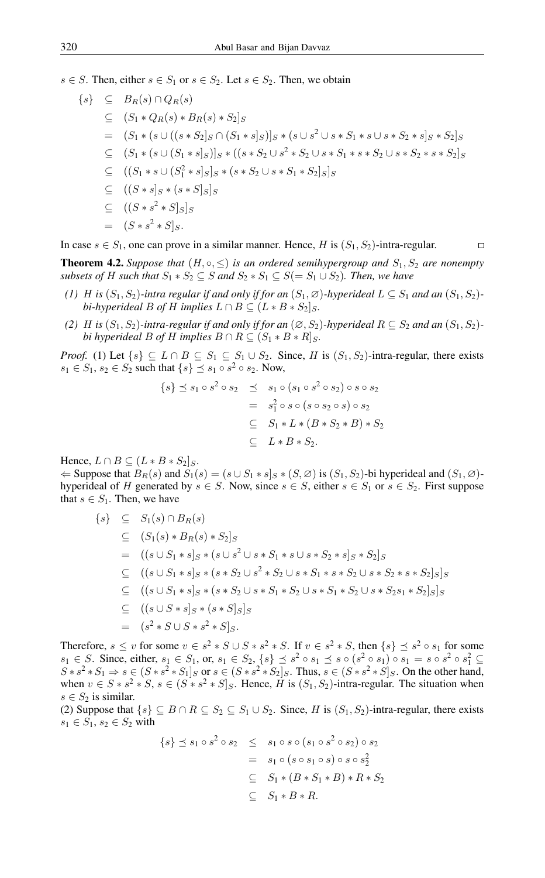$s \in S$. Then, either $s \in S_1$ or $s \in S_2$. Let $s \in S_2$. Then, we obtain

$$
\begin{aligned}
\{s\} &\subseteq B_R(s) \cap Q_R(s) \\
&\subseteq (S_1 * Q_R(s) * B_R(s) * S_2]_S \\
&= (S_1 * (s \cup ((s * S_2]_S \cap (S_1 * s]_S)]_S * (s \cup s^2 \cup s * S_1 * s \cup s * S_2 * s]_S * S_2]_S \\
&\subseteq (S_1 * (s \cup (S_1 * s]_S)]_S * ((s * S_2 \cup s^2 * S_2 \cup s * S_1 * s * S_2 \cup s * S_2 * s * S_2]_S \\
&\subseteq ((S_1 * s \cup (S_1^2 * s]_S]_S * (s * S_2 \cup s * S_1 * S_2]_S]_S \\
&\subseteq ((S * s]_S * (s * S]_S]_S \\
&\subseteq ((S * s^2 * S]_S]_S \\
&= (S * s^2 * S]_S.
\end{aligned}
$$

In case $s \in S_1$, one can prove in a similar manner. Hence, $H$ is $(S_1, S_2)$-intra-regular. $\square$

**Theorem 4.2.** *Suppose that $(H, \circ, \leq)$ is an ordered semihypergroup and $S_1, S_2$ are nonempty subsets of $H$ such that $S_1 * S_2 \subseteq S$ and $S_2 * S_1 \subseteq S (= S_1 \cup S_2)$. Then, we have*

*(1) $H$ is $(S_1, S_2)$-intra regular if and only if for an $(S_1, \varnothing)$-hyperideal $L \subseteq S_1$ and an $(S_1, S_2)$-bi-hyperideal $B$ of $H$ implies $L \cap B \subseteq (L * B * S_2]_S$.*

*(2) $H$ is $(S_1, S_2)$-intra-regular if and only if for an $(\varnothing, S_2)$-hyperideal $R \subseteq S_2$ and an $(S_1, S_2)$-bi hyperideal $B$ of $H$ implies $B \cap R \subseteq (S_1 * B * R]_S$.*

*Proof.* (1) Let $\{s\} \subseteq L \cap B \subseteq S_1 \subseteq S_1 \cup S_2$. Since, $H$ is $(S_1, S_2)$-intra-regular, there exists $s_1 \in S_1$, $s_2 \in S_2$ such that $\{s\} \preceq s_1 \circ s^2 \circ s_2$. Now,

$$
\begin{aligned}
\{s\} \preceq s_1 \circ s^2 \circ s_2 &\preceq s_1 \circ (s_1 \circ s^2 \circ s_2) \circ s \circ s_2 \\
&= s_1^2 \circ s \circ (s \circ s_2 \circ s) \circ s_2 \\
&\subseteq S_1 * L * (B * S_2 * B) * S_2 \\
&\subseteq L * B * S_2.
\end{aligned}
$$

Hence, $L \cap B \subseteq (L * B * S_2]_S$.

$\Leftarrow$ Suppose that $B_R(s)$ and $S_1(s) = (s \cup S_1 * s]_S * (S, \varnothing)$ is $(S_1, S_2)$-bi hyperideal and $(S_1, \varnothing)$-hyperideal of $H$ generated by $s \in S$. Now, since $s \in S$, either $s \in S_1$ or $s \in S_2$. First suppose that $s \in S_1$. Then, we have

$$
\begin{aligned}
\{s\} &\subseteq S_1(s) \cap B_R(s) \\
&\subseteq (S_1(s) * B_R(s) * S_2]_S \\
&= ((s \cup S_1 * s]_S * (s \cup s^2 \cup s * S_1 * s \cup s * S_2 * s]_S * S_2]_S \\
&\subseteq ((s \cup S_1 * s]_S * (s * S_2 \cup s^2 * S_2 \cup s * S_1 * s * S_2 \cup s * S_2 * s * S_2]_S]_S \\
&\subseteq ((s \cup S_1 * s]_S * (s * S_2 \cup s * S_1 * S_2 \cup s * S_1 * S_2 \cup s * S_2 s_1 * S_2]_S]_S \\
&\subseteq ((s \cup S * s]_S * (s * S]_S]_S \\
&= (s^2 * S \cup S * s^2 * S]_S.
\end{aligned}
$$

Therefore, $s \leq v$ for some $v \in s^2 * S \cup S * s^2 * S$. If $v \in s^2 * S$, then $\{s\} \preceq s^2 \circ s_1$ for some $s_1 \in S$. Since, either, $s_1 \in S_1$, or, $s_1 \in S_2$, $\{s\} \preceq s^2 \circ s_1 \preceq s \circ (s^2 \circ s_1) \circ s_1 = s \circ s^2 \circ s_1^2 \subseteq S * s^2 * S_1 \Rightarrow s \in (S * s^2 * S_1]_S$ or $s \in (S * s^2 * S_2]_S$. Thus, $s \in (S * s^2 * S]_S$. On the other hand, when $v \in S * s^2 * S$, $s \in (S * s^2 * S]_S$. Hence, $H$ is $(S_1, S_2)$-intra-regular. The situation when $s \in S_2$ is similar.

(2) Suppose that $\{s\} \subseteq B \cap R \subseteq S_2 \subseteq S_1 \cup S_2$. Since, $H$ is $(S_1, S_2)$-intra-regular, there exists $s_1 \in S_1$, $s_2 \in S_2$ with

$$
\begin{aligned}
\{s\} \preceq s_1 \circ s^2 \circ s_2 &\leq s_1 \circ s \circ (s_1 \circ s^2 \circ s_2) \circ s_2 \\
&= s_1 \circ (s \circ s_1 \circ s) \circ s \circ s_2^2 \\
&\subseteq S_1 * (B * S_1 * B) * R * S_2 \\
&\subseteq S_1 * B * R.
\end{aligned}
$$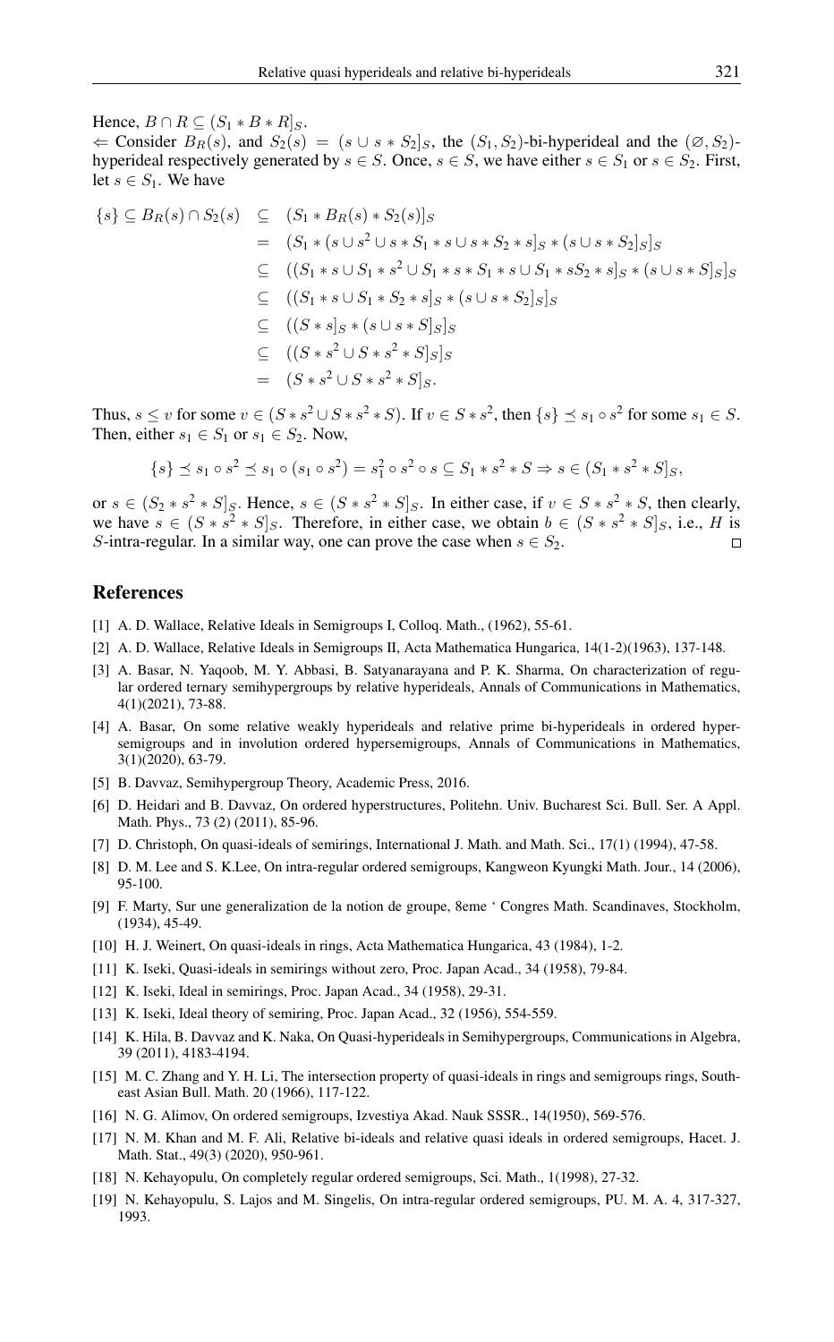Hence, $B \cap R \subseteq (S_1 * B * R]_S$.

$\Leftarrow$ Consider $B_R(s)$, and $S_2(s) = (s \cup s * S_2]_S$, the $(S_1, S_2)$-bi-hyperideal and the $(\varnothing, S_2)$-hyperideal respectively generated by $s \in S$. Once, $s \in S$, we have either $s \in S_1$ or $s \in S_2$. First, let $s \in S_1$. We have

$$
\begin{aligned}
\{s\} \subseteq B_R(s) \cap S_2(s) &\subseteq (S_1 * B_R(s) * S_2(s)]_S \\
&= (S_1 * (s \cup s^2 \cup s * S_1 * s \cup s * S_2 * s]_S * (s \cup s * S_2]_S]_S \\
&\subseteq ((S_1 * s \cup S_1 * s^2 \cup S_1 * s * S_1 * s \cup S_1 * sS_2 * s]_S * (s \cup s * S]_S]_S \\
&\subseteq ((S_1 * s \cup S_1 * S_2 * s]_S * (s \cup s * S_2]_S]_S \\
&\subseteq ((S * s]_S * (s \cup s * S]_S]_S \\
&\subseteq ((S * s^2 \cup S * s^2 * S]_S]_S \\
&= (S * s^2 \cup S * s^2 * S]_S.
\end{aligned}
$$

Thus, $s \leq v$ for some $v \in (S * s^2 \cup S * s^2 * S)$. If $v \in S * s^2$, then $\{s\} \preceq s_1 \circ s^2$ for some $s_1 \in S$. Then, either $s_1 \in S_1$ or $s_1 \in S_2$. Now,

$$\{s\} \preceq s_1 \circ s^2 \preceq s_1 \circ (s_1 \circ s^2) = s_1^2 \circ s^2 \circ s \subseteq S_1 * s^2 * S \Rightarrow s \in (S_1 * s^2 * S]_S,$$

or $s \in (S_2 * s^2 * S]_S$. Hence, $s \in (S * s^2 * S]_S$. In either case, if $v \in S * s^2 * S$, then clearly, we have $s \in (S * s^2 * S]_S$. Therefore, in either case, we obtain $b \in (S * s^2 * S]_S$, i.e., $H$ is $S$-intra-regular. In a similar way, one can prove the case when $s \in S_2$. □

## References

[1] A. D. Wallace, Relative Ideals in Semigroups I, Colloq. Math., (1962), 55-61.

[2] A. D. Wallace, Relative Ideals in Semigroups II, Acta Mathematica Hungarica, 14(1-2)(1963), 137-148.

[3] A. Basar, N. Yaqoob, M. Y. Abbasi, B. Satyanarayana and P. K. Sharma, On characterization of regular ordered ternary semihypergroups by relative hyperideals, Annals of Communications in Mathematics, 4(1)(2021), 73-88.

[4] A. Basar, On some relative weakly hyperideals and relative prime bi-hyperideals in ordered hypersemigroups and in involution ordered hypersemigroups, Annals of Communications in Mathematics, 3(1)(2020), 63-79.

[5] B. Davvaz, Semihypergroup Theory, Academic Press, 2016.

[6] D. Heidari and B. Davvaz, On ordered hyperstructures, Politehn. Univ. Bucharest Sci. Bull. Ser. A Appl. Math. Phys., 73 (2) (2011), 85-96.

[7] D. Christoph, On quasi-ideals of semirings, International J. Math. and Math. Sci., 17(1) (1994), 47-58.

[8] D. M. Lee and S. K.Lee, On intra-regular ordered semigroups, Kangweon Kyungki Math. Jour., 14 (2006), 95-100.

[9] F. Marty, Sur une generalization de la notion de groupe, 8eme ' Congres Math. Scandinaves, Stockholm, (1934), 45-49.

[10] H. J. Weinert, On quasi-ideals in rings, Acta Mathematica Hungarica, 43 (1984), 1-2.

[11] K. Iseki, Quasi-ideals in semirings without zero, Proc. Japan Acad., 34 (1958), 79-84.

[12] K. Iseki, Ideal in semirings, Proc. Japan Acad., 34 (1958), 29-31.

[13] K. Iseki, Ideal theory of semiring, Proc. Japan Acad., 32 (1956), 554-559.

[14] K. Hila, B. Davvaz and K. Naka, On Quasi-hyperideals in Semihypergroups, Communications in Algebra, 39 (2011), 4183-4194.

[15] M. C. Zhang and Y. H. Li, The intersection property of quasi-ideals in rings and semigroups rings, Southeast Asian Bull. Math. 20 (1966), 117-122.

[16] N. G. Alimov, On ordered semigroups, Izvestiya Akad. Nauk SSSR., 14(1950), 569-576.

[17] N. M. Khan and M. F. Ali, Relative bi-ideals and relative quasi ideals in ordered semigroups, Hacet. J. Math. Stat., 49(3) (2020), 950-961.

[18] N. Kehayopulu, On completely regular ordered semigroups, Sci. Math., 1(1998), 27-32.

[19] N. Kehayopulu, S. Lajos and M. Singelis, On intra-regular ordered semigroups, PU. M. A. 4, 317-327, 1993.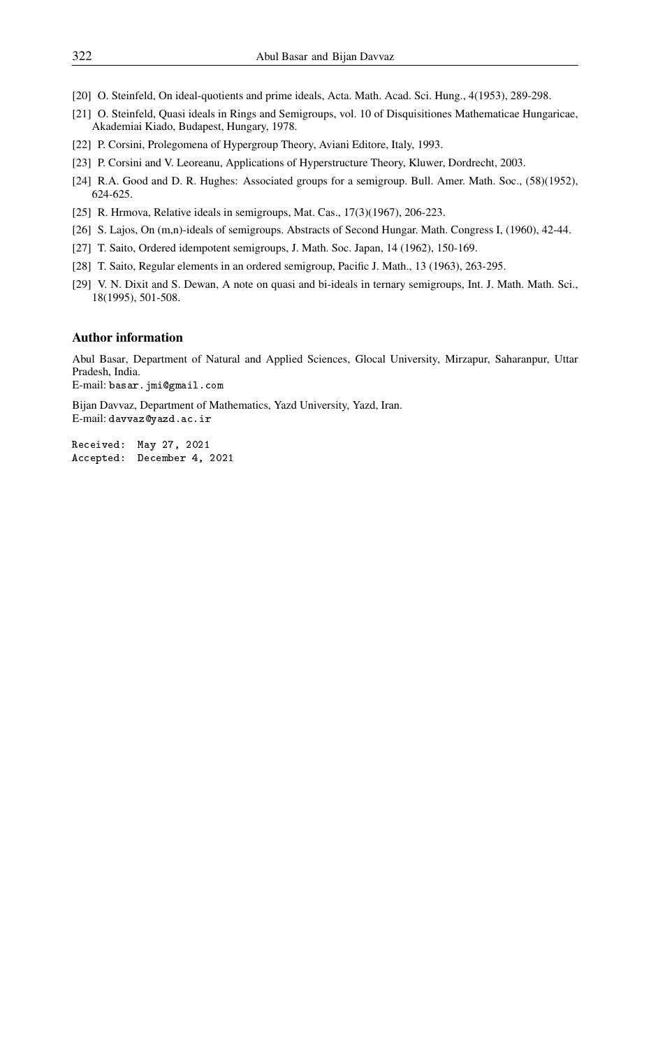[20] O. Steinfeld, On ideal-quotients and prime ideals, Acta. Math. Acad. Sci. Hung., 4(1953), 289-298.

[21] O. Steinfeld, Quasi ideals in Rings and Semigroups, vol. 10 of Disquisitiones Mathematicae Hungaricae, Akademiai Kiado, Budapest, Hungary, 1978.

[22] P. Corsini, Prolegomena of Hypergroup Theory, Aviani Editore, Italy, 1993.

[23] P. Corsini and V. Leoreanu, Applications of Hyperstructure Theory, Kluwer, Dordrecht, 2003.

[24] R.A. Good and D. R. Hughes: Associated groups for a semigroup. Bull. Amer. Math. Soc., (58)(1952), 624-625.

[25] R. Hrmova, Relative ideals in semigroups, Mat. Cas., 17(3)(1967), 206-223.

[26] S. Lajos, On (m,n)-ideals of semigroups. Abstracts of Second Hungar. Math. Congress I, (1960), 42-44.

[27] T. Saito, Ordered idempotent semigroups, J. Math. Soc. Japan, 14 (1962), 150-169.

[28] T. Saito, Regular elements in an ordered semigroup, Pacific J. Math., 13 (1963), 263-295.

[29] V. N. Dixit and S. Dewan, A note on quasi and bi-ideals in ternary semigroups, Int. J. Math. Math. Sci., 18(1995), 501-508.

### Author information

Abul Basar, Department of Natural and Applied Sciences, Glocal University, Mirzapur, Saharanpur, Uttar Pradesh, India.
E-mail: basar.jmi@gmail.com

Bijan Davvaz, Department of Mathematics, Yazd University, Yazd, Iran.
E-mail: davvaz@yazd.ac.ir

Received: May 27, 2021
Accepted: December 4, 2021